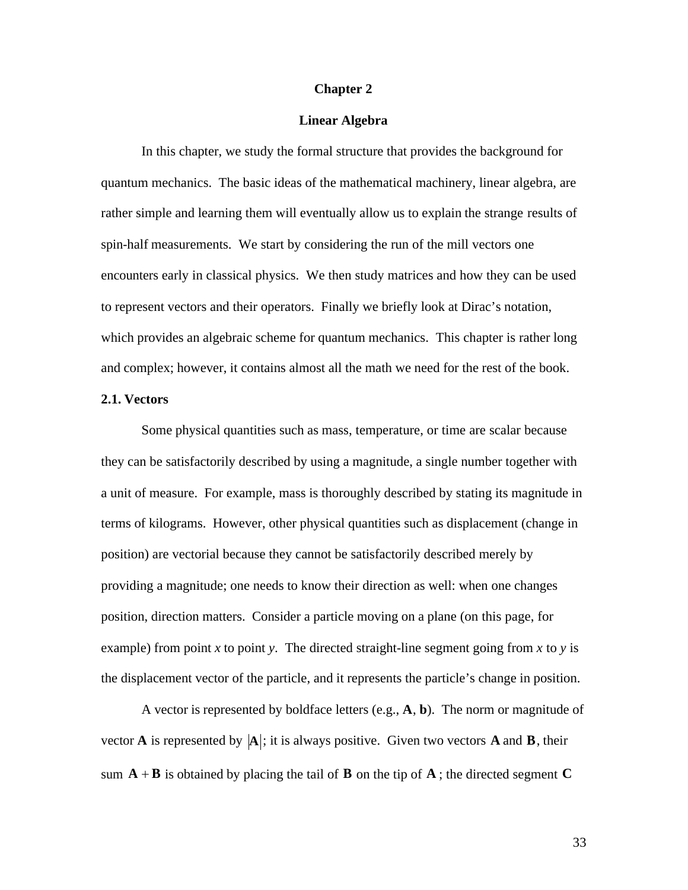# Chapter 2

## Linear Algebra

In this chapter, we study the formal structure that provides the background for quantum mechanics. The basic ideas of the mathematical machinery, linear algebra, are rather simple and learning them will eventually allow us to explain the strange results of spin-half measurements. We start by considering the run of the mill vectors one encounters early in classical physics. We then study matrices and how they can be used to represent vectors and their operators. Finally we briefly look at Dirac's notation, which provides an algebraic scheme for quantum mechanics. This chapter is rather long and complex; however, it contains almost all the math we need for the rest of the book.

### 2.1. Vectors

Some physical quantities such as mass, temperature, or time are scalar because they can be satisfactorily described by using a magnitude, a single number together with a unit of measure. For example, mass is thoroughly described by stating its magnitude in terms of kilograms. However, other physical quantities such as displacement (change in position) are vectorial because they cannot be satisfactorily described merely by providing a magnitude; one needs to know their direction as well: when one changes position, direction matters. Consider a particle moving on a plane (on this page, for example) from point *x* to point *y*. The directed straight-line segment going from *x* to *y* is the displacement vector of the particle, and it represents the particle's change in position.

A vector is represented by boldface letters (e.g., **A**, **b**). The norm or magnitude of vector **A** is represented by $|\mathbf{A}|$; it is always positive. Given two vectors $\mathbf{A}$ and $\mathbf{B}$, their sum $\mathbf{A}+\mathbf{B}$ is obtained by placing the tail of $\mathbf{B}$ on the tip of $\mathbf{A}$; the directed segment $\mathbf{C}$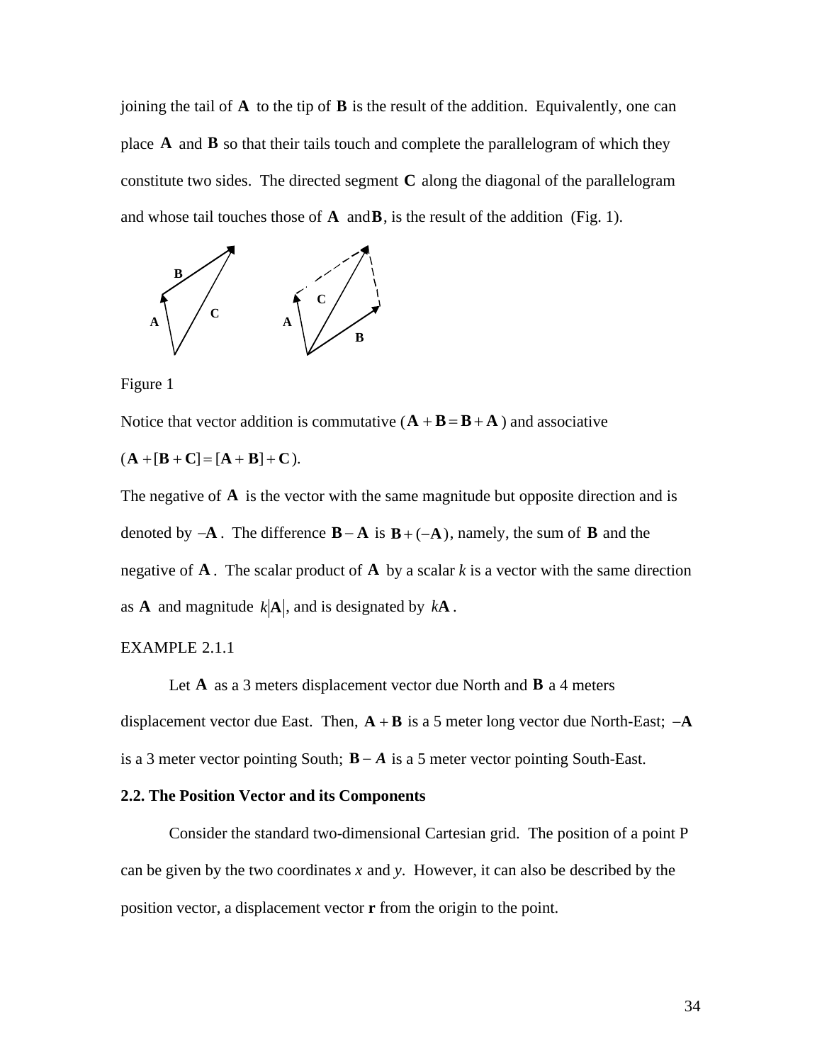joining the tail of $\mathbf{A}$ to the tip of $\mathbf{B}$ is the result of the addition. Equivalently, one can place $\mathbf{A}$ and $\mathbf{B}$ so that their tails touch and complete the parallelogram of which they constitute two sides. The directed segment $\mathbf{C}$ along the diagonal of the parallelogram and whose tail touches those of $\mathbf{A}$ and $\mathbf{B}$, is the result of the addition (Fig. 1).

Figure 1

Notice that vector addition is commutative ($\mathbf{A}+\mathbf{B}=\mathbf{B}+\mathbf{A}$) and associative ($\mathbf{A}+[\mathbf{B}+\mathbf{C}]=[\mathbf{A}+\mathbf{B}]+\mathbf{C}$).

The negative of $\mathbf{A}$ is the vector with the same magnitude but opposite direction and is denoted by $-\mathbf{A}$. The difference $\mathbf{B}-\mathbf{A}$ is $\mathbf{B}+(-\mathbf{A})$, namely, the sum of $\mathbf{B}$ and the negative of $\mathbf{A}$. The scalar product of $\mathbf{A}$ by a scalar *k* is a vector with the same direction as $\mathbf{A}$ and magnitude $k|\mathbf{A}|$, and is designated by $k\mathbf{A}$.

EXAMPLE 2.1.1

Let $\mathbf{A}$ as a 3 meters displacement vector due North and $\mathbf{B}$ a 4 meters displacement vector due East. Then, $\mathbf{A}+\mathbf{B}$ is a 5 meter long vector due North-East; $-\mathbf{A}$ is a 3 meter vector pointing South; $\mathbf{B}-A$ is a 5 meter vector pointing South-East.

**2.2. The Position Vector and its Components**

Consider the standard two-dimensional Cartesian grid. The position of a point P can be given by the two coordinates *x* and *y*. However, it can also be described by the position vector, a displacement vector **r** from the origin to the point.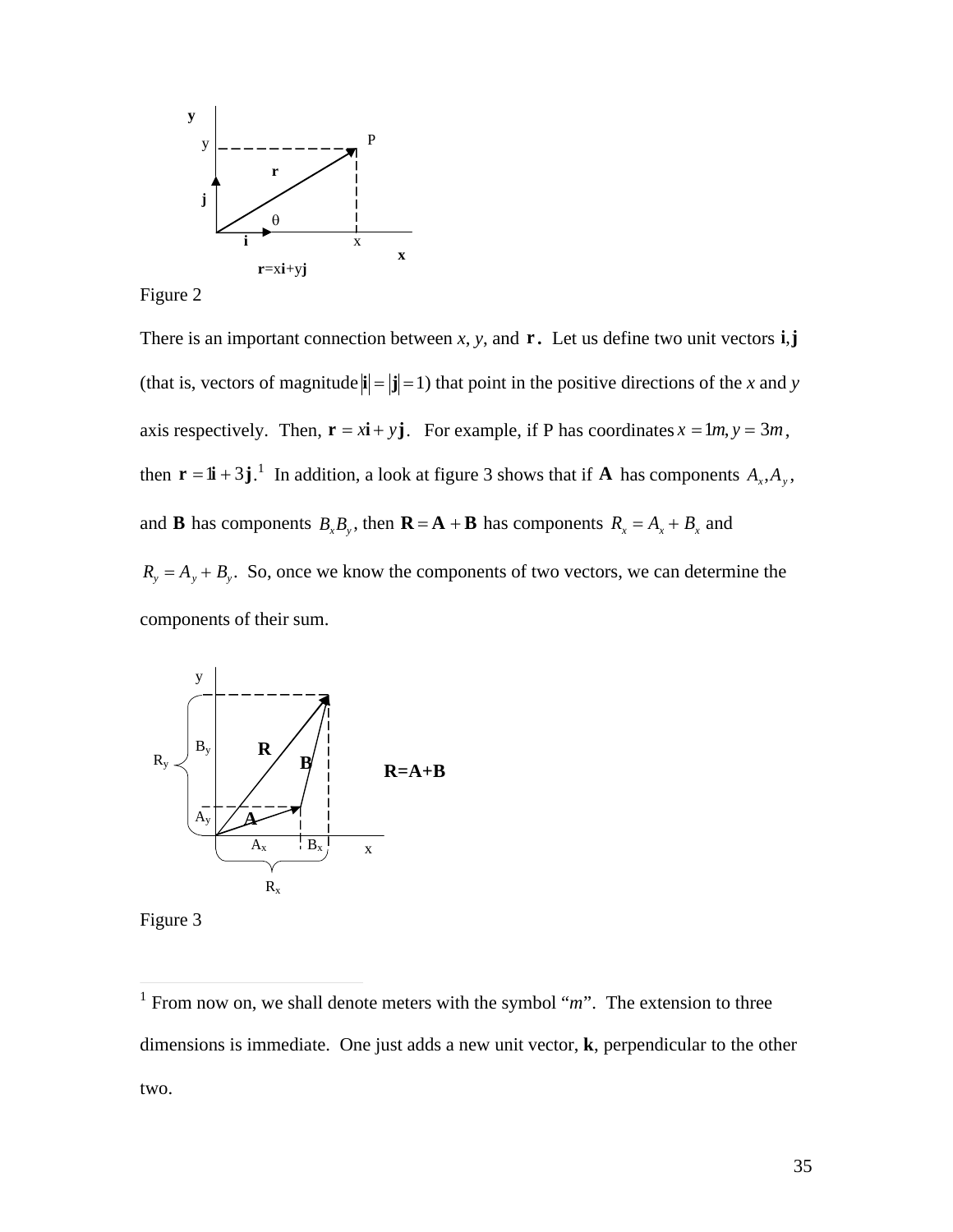Figure 2

There is an important connection between *x*, *y*, and $\mathbf{r}$. Let us define two unit vectors $\mathbf{i}, \mathbf{j}$ (that is, vectors of magnitude $|\mathbf{i}| = |\mathbf{j}| = 1$) that point in the positive directions of the *x* and *y* axis respectively. Then, $\mathbf{r} = x\mathbf{i} + y\mathbf{j}$. For example, if P has coordinates $x = 1m, y = 3m$, then $\mathbf{r} = 1\mathbf{i} + 3\mathbf{j}$.[1] In addition, a look at figure 3 shows that if $\mathbf{A}$ has components $A_x, A_y$, and $\mathbf{B}$ has components $B_x B_y$, then $\mathbf{R} = \mathbf{A} + \mathbf{B}$ has components $R_x = A_x + B_x$ and $R_y = A_y + B_y$. So, once we know the components of two vectors, we can determine the components of their sum.

Figure 3

[1] From now on, we shall denote meters with the symbol "*m*". The extension to three dimensions is immediate. One just adds a new unit vector, **k**, perpendicular to the other two.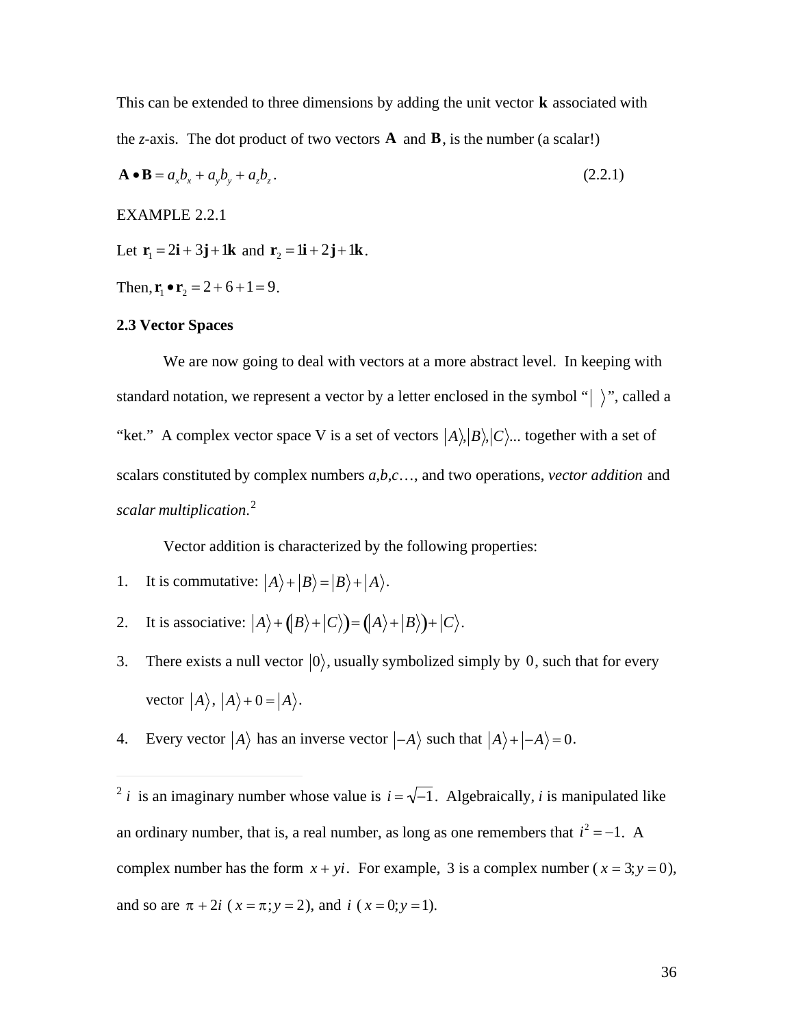This can be extended to three dimensions by adding the unit vector $\mathbf{k}$ associated with the *z*-axis. The dot product of two vectors $\mathbf{A}$ and $\mathbf{B}$, is the number (a scalar!)

$$\mathbf{A} \bullet \mathbf{B} = a_x b_x + a_y b_y + a_z b_z . \tag{2.2.1}$$

EXAMPLE 2.2.1

Let $\mathbf{r}_1 = 2\mathbf{i} + 3\mathbf{j} + 1\mathbf{k}$ and $\mathbf{r}_2 = 1\mathbf{i} + 2\mathbf{j} + 1\mathbf{k}$.

Then, $\mathbf{r}_1 \bullet \mathbf{r}_2 = 2 + 6 + 1 = 9$.

**2.3 Vector Spaces**

We are now going to deal with vectors at a more abstract level. In keeping with standard notation, we represent a vector by a letter enclosed in the symbol "$| \ \rangle$", called a "ket." A complex vector space V is a set of vectors $|A\rangle, |B\rangle, |C\rangle ...$ together with a set of scalars constituted by complex numbers *a*,*b*,*c*…, and two operations, *vector addition* and *scalar multiplication*.[2]

Vector addition is characterized by the following properties:

1. It is commutative: $|A\rangle + |B\rangle = |B\rangle + |A\rangle$.
2. It is associative: $|A\rangle + \big(|B\rangle + |C\rangle\big) = \big(|A\rangle + |B\rangle\big) + |C\rangle$.
3. There exists a null vector $|0\rangle$, usually symbolized simply by $0$, such that for every vector $|A\rangle$, $|A\rangle + 0 = |A\rangle$.
4. Every vector $|A\rangle$ has an inverse vector $|-A\rangle$ such that $|A\rangle + |-A\rangle = 0$.

---

[2] $i$ is an imaginary number whose value is $i = \sqrt{-1}$. Algebraically, *i* is manipulated like an ordinary number, that is, a real number, as long as one remembers that $i^2 = -1$. A complex number has the form $x + yi$. For example, $3$ is a complex number ($x = 3; y = 0$), and so are $\pi + 2i$ ($x = \pi; y = 2$), and $i$ ($x = 0; y = 1$).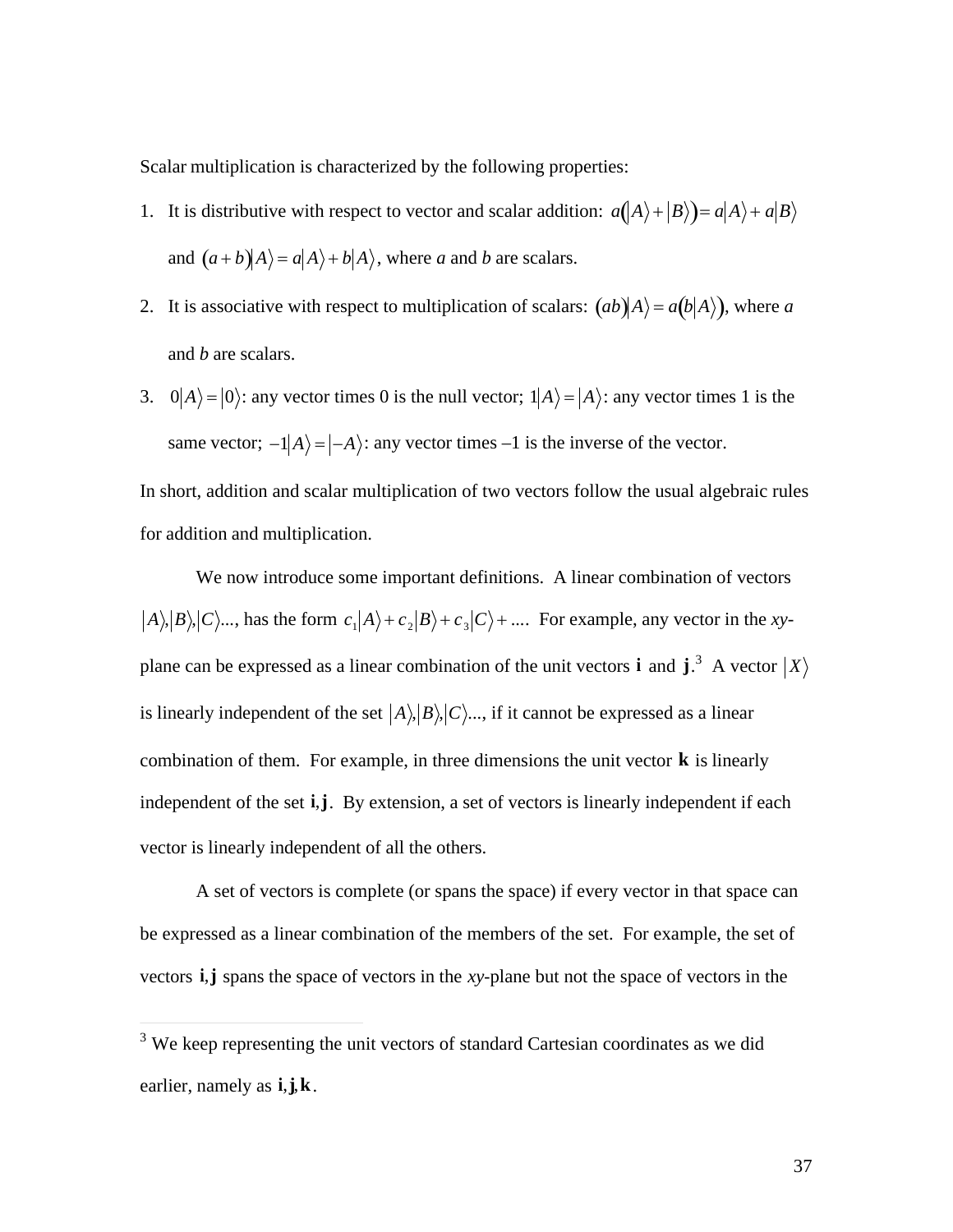Scalar multiplication is characterized by the following properties:

1. It is distributive with respect to vector and scalar addition: $a\left(|A\rangle + |B\rangle\right) = a|A\rangle + a|B\rangle$ and $(a+b)|A\rangle = a|A\rangle + b|A\rangle$, where *a* and *b* are scalars.
2. It is associative with respect to multiplication of scalars: $(ab)|A\rangle = a\left(b|A\rangle\right)$, where *a* and *b* are scalars.
3. $0|A\rangle = |0\rangle$: any vector times 0 is the null vector; $1|A\rangle = |A\rangle$: any vector times 1 is the same vector; $-1|A\rangle = |-A\rangle$: any vector times –1 is the inverse of the vector.

In short, addition and scalar multiplication of two vectors follow the usual algebraic rules for addition and multiplication.

We now introduce some important definitions. A linear combination of vectors $|A\rangle, |B\rangle, |C\rangle ...$, has the form $c_1|A\rangle + c_2|B\rangle + c_3|C\rangle + ....$ For example, any vector in the *xy*-plane can be expressed as a linear combination of the unit vectors $\mathbf{i}$ and $\mathbf{j}$.[3] A vector $|X\rangle$ is linearly independent of the set $|A\rangle, |B\rangle, |C\rangle ...$, if it cannot be expressed as a linear combination of them. For example, in three dimensions the unit vector $\mathbf{k}$ is linearly independent of the set $\mathbf{i}, \mathbf{j}$. By extension, a set of vectors is linearly independent if each vector is linearly independent of all the others.

A set of vectors is complete (or spans the space) if every vector in that space can be expressed as a linear combination of the members of the set. For example, the set of vectors $\mathbf{i}, \mathbf{j}$ spans the space of vectors in the *xy*-plane but not the space of vectors in the

---

[3] We keep representing the unit vectors of standard Cartesian coordinates as we did earlier, namely as $\mathbf{i}, \mathbf{j}, \mathbf{k}$.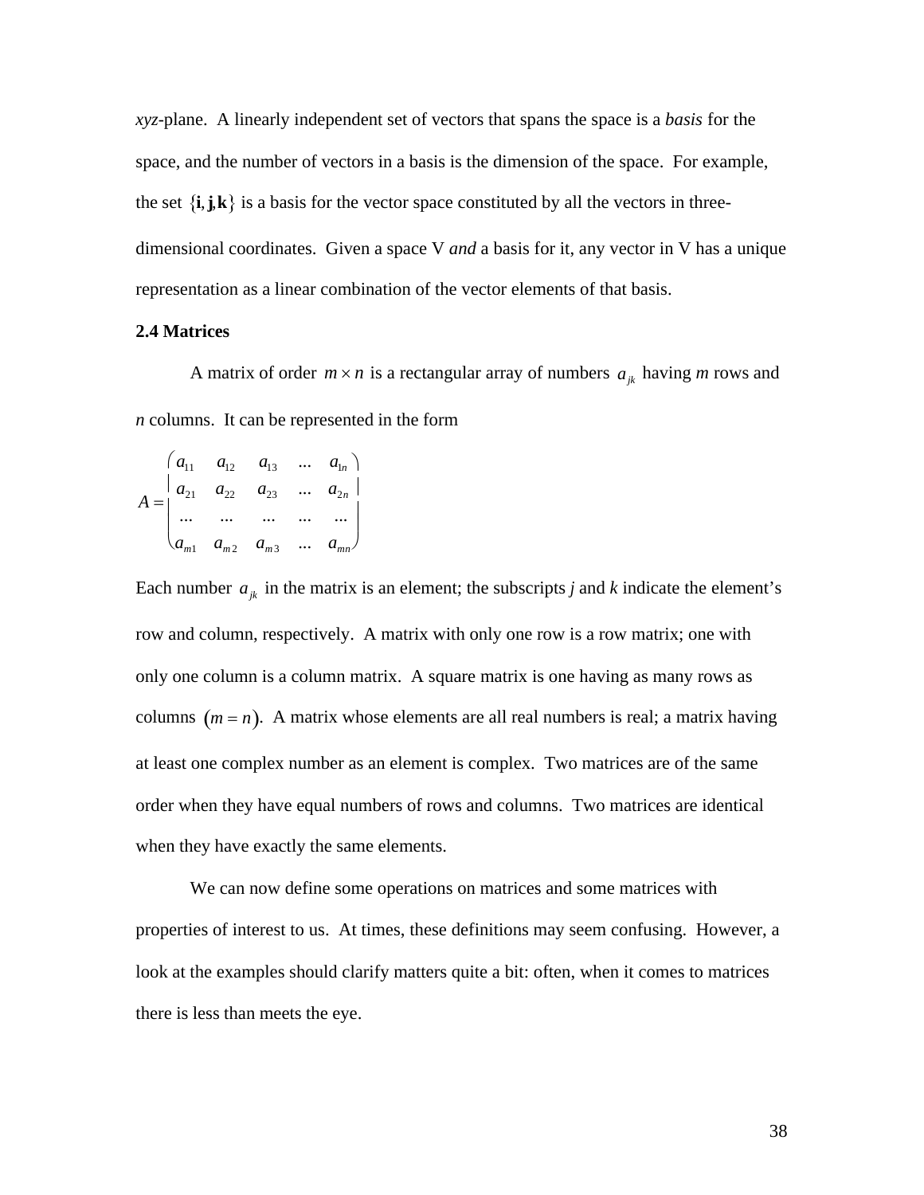*xyz*-plane. A linearly independent set of vectors that spans the space is a *basis* for the space, and the number of vectors in a basis is the dimension of the space. For example, the set $\{\mathbf{i}, \mathbf{j}, \mathbf{k}\}$ is a basis for the vector space constituted by all the vectors in three-dimensional coordinates. Given a space V *and* a basis for it, any vector in V has a unique representation as a linear combination of the vector elements of that basis.

**2.4 Matrices**

A matrix of order $m \times n$ is a rectangular array of numbers $a_{jk}$ having *m* rows and *n* columns. It can be represented in the form

$$A = \begin{pmatrix} a_{11} & a_{12} & a_{13} & \dots & a_{1n} \\ a_{21} & a_{22} & a_{23} & \dots & a_{2n} \\ \dots & \dots & \dots & \dots & \dots \\ a_{m1} & a_{m2} & a_{m3} & \dots & a_{mn} \end{pmatrix}$$

Each number $a_{jk}$ in the matrix is an element; the subscripts *j* and *k* indicate the element's row and column, respectively. A matrix with only one row is a row matrix; one with only one column is a column matrix. A square matrix is one having as many rows as columns $(m = n)$. A matrix whose elements are all real numbers is real; a matrix having at least one complex number as an element is complex. Two matrices are of the same order when they have equal numbers of rows and columns. Two matrices are identical when they have exactly the same elements.

We can now define some operations on matrices and some matrices with properties of interest to us. At times, these definitions may seem confusing. However, a look at the examples should clarify matters quite a bit: often, when it comes to matrices there is less than meets the eye.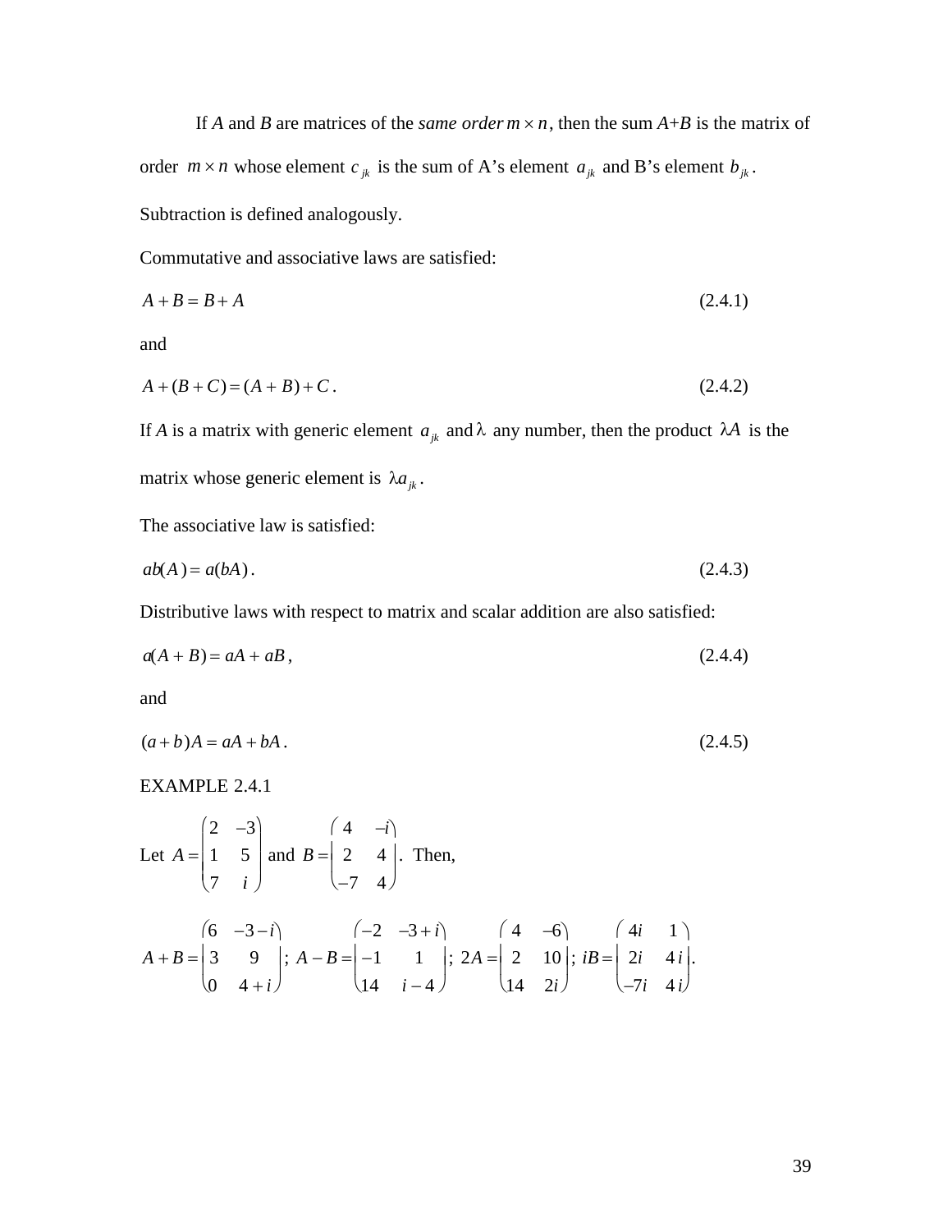If $A$ and $B$ are matrices of the *same order* $m \times n$, then the sum $A$+$B$ is the matrix of order $m \times n$ whose element $c_{jk}$ is the sum of A's element $a_{jk}$ and B's element $b_{jk}$. Subtraction is defined analogously.

Commutative and associative laws are satisfied:

$$A + B = B + A \tag{2.4.1}$$

and

$$A + (B + C) = (A + B) + C\,. \tag{2.4.2}$$

If $A$ is a matrix with generic element $a_{jk}$ and $\lambda$ any number, then the product $\lambda A$ is the matrix whose generic element is $\lambda a_{jk}$.

The associative law is satisfied:

$$ab(A) = a(bA)\,. \tag{2.4.3}$$

Distributive laws with respect to matrix and scalar addition are also satisfied:

$$a(A + B) = aA + aB\,, \tag{2.4.4}$$

and

$$(a + b)A = aA + bA\,. \tag{2.4.5}$$

EXAMPLE 2.4.1

Let $A = \begin{pmatrix} 2 & -3 \\ 1 & 5 \\ 7 & i \end{pmatrix}$ and $B = \begin{pmatrix} 4 & -i \\ 2 & 4 \\ -7 & 4 \end{pmatrix}$. Then,

$$A + B = \begin{pmatrix} 6 & -3-i \\ 3 & 9 \\ 0 & 4+i \end{pmatrix};\; A - B = \begin{pmatrix} -2 & -3+i \\ -1 & 1 \\ 14 & i-4 \end{pmatrix};\; 2A = \begin{pmatrix} 4 & -6 \\ 2 & 10 \\ 14 & 2i \end{pmatrix};\; iB = \begin{pmatrix} 4i & 1 \\ 2i & 4i \\ -7i & 4i \end{pmatrix}.$$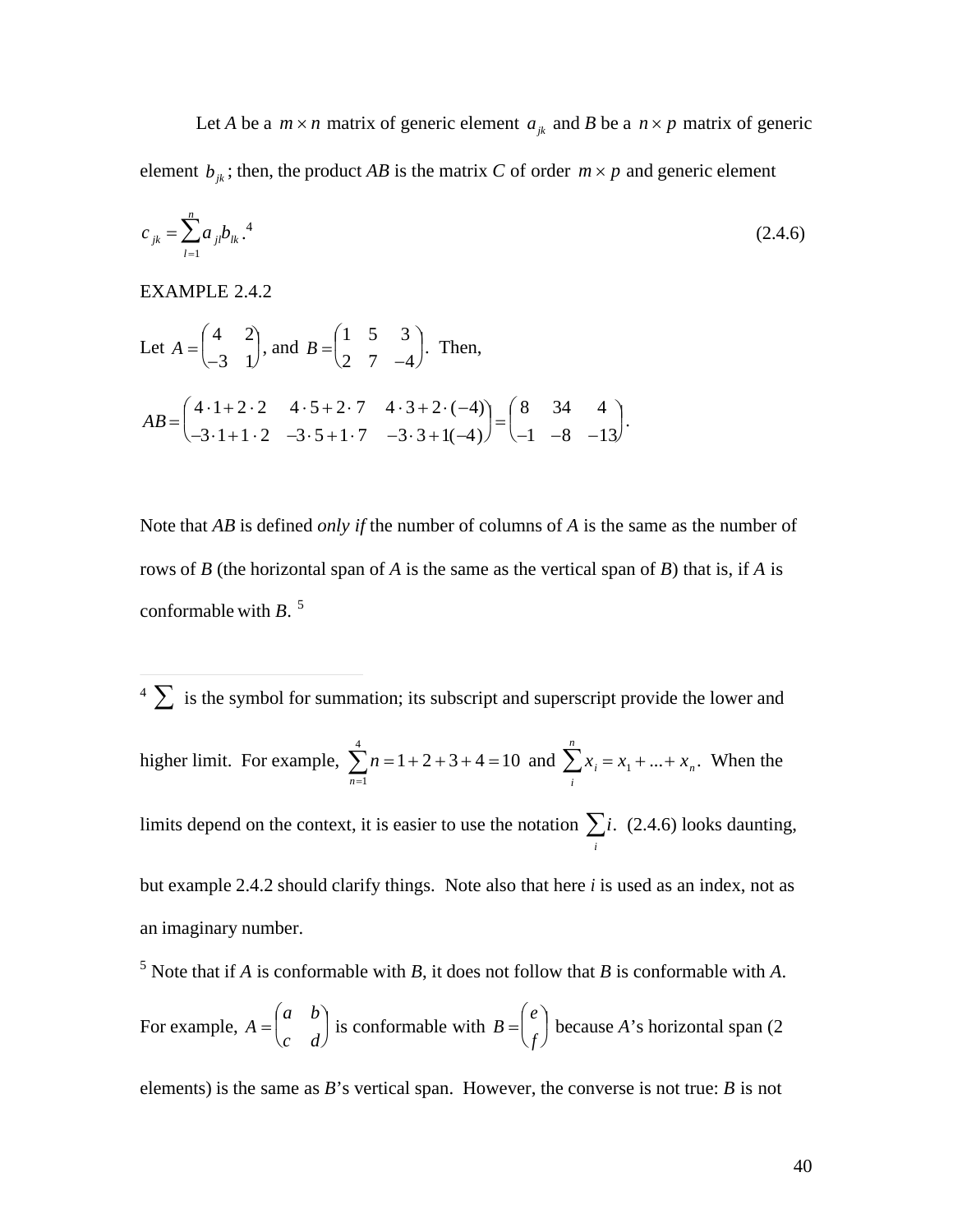Let *A* be a $m \times n$ matrix of generic element $a_{jk}$ and *B* be a $n \times p$ matrix of generic element $b_{jk}$; then, the product *AB* is the matrix *C* of order $m \times p$ and generic element

$$c_{jk} = \sum_{l=1}^{n} a_{jl} b_{lk}.\text{[4]} \tag{2.4.6}$$

EXAMPLE 2.4.2

Let $A = \begin{pmatrix} 4 & 2 \\ -3 & 1 \end{pmatrix}$, and $B = \begin{pmatrix} 1 & 5 & 3 \\ 2 & 7 & -4 \end{pmatrix}$. Then,

$$AB = \begin{pmatrix} 4 \cdot 1 + 2 \cdot 2 & 4 \cdot 5 + 2 \cdot 7 & 4 \cdot 3 + 2 \cdot (-4) \\ -3 \cdot 1 + 1 \cdot 2 & -3 \cdot 5 + 1 \cdot 7 & -3 \cdot 3 + 1(-4) \end{pmatrix} = \begin{pmatrix} 8 & 34 & 4 \\ -1 & -8 & -13 \end{pmatrix}.$$

Note that *AB* is defined *only if* the number of columns of *A* is the same as the number of rows of *B* (the horizontal span of *A* is the same as the vertical span of *B*) that is, if *A* is conformable with *B*. [5]

---

[4] $\sum$ is the symbol for summation; its subscript and superscript provide the lower and higher limit. For example, $\sum_{n=1}^{4} n = 1 + 2 + 3 + 4 = 10$ and $\sum_{i}^{n} x_i = x_1 + ... + x_n$. When the limits depend on the context, it is easier to use the notation $\sum_i i$. (2.4.6) looks daunting, but example 2.4.2 should clarify things. Note also that here *i* is used as an index, not as an imaginary number.

[5] Note that if *A* is conformable with *B*, it does not follow that *B* is conformable with *A*. For example, $A = \begin{pmatrix} a & b \\ c & d \end{pmatrix}$ is conformable with $B = \begin{pmatrix} e \\ f \end{pmatrix}$ because *A*'s horizontal span (2 elements) is the same as *B*'s vertical span. However, the converse is not true: *B* is not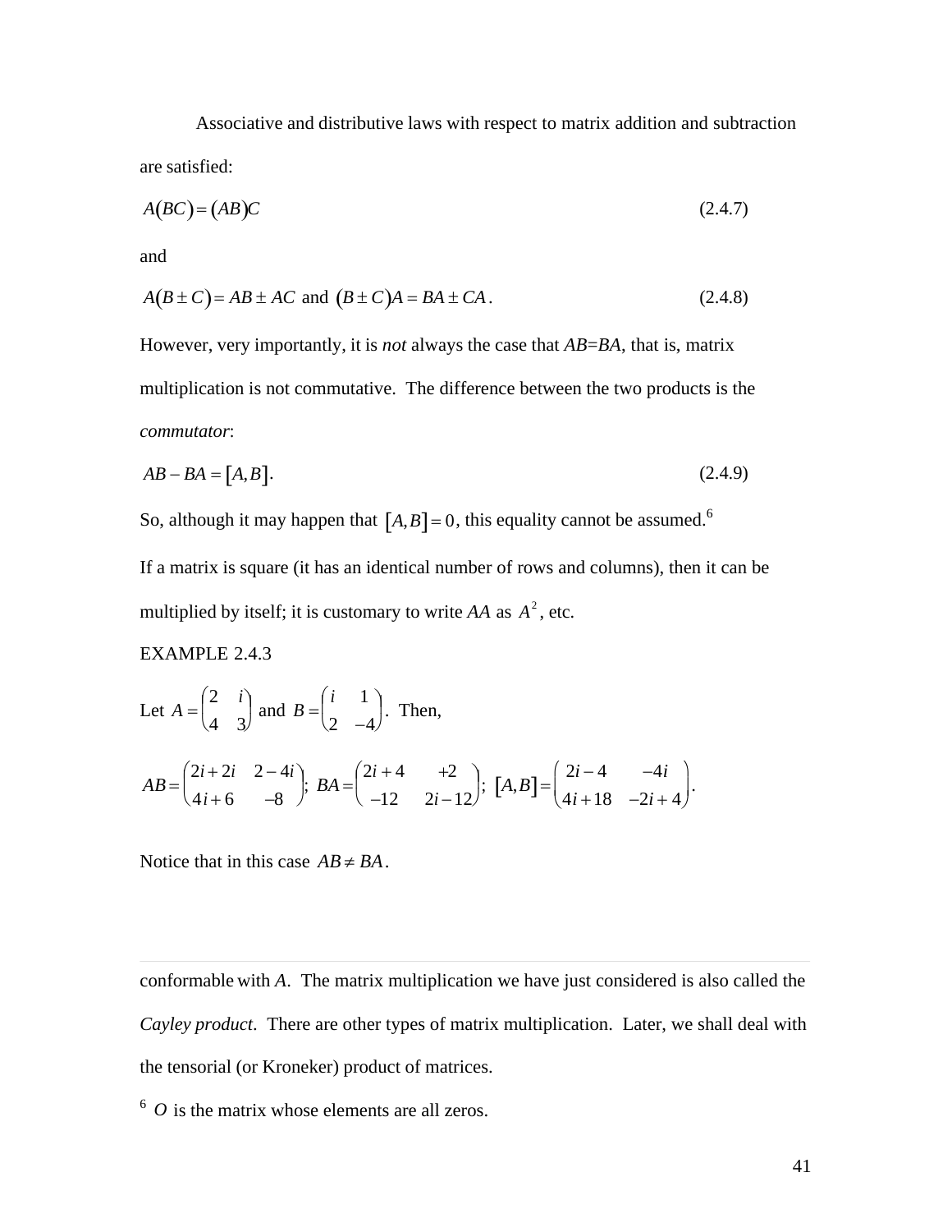Associative and distributive laws with respect to matrix addition and subtraction are satisfied:

$$A(BC) = (AB)C \tag{2.4.7}$$

and

$$A(B \pm C) = AB \pm AC \text{ and } (B \pm C)A = BA \pm CA. \tag{2.4.8}$$

However, very importantly, it is *not* always the case that $AB$=$BA$, that is, matrix multiplication is not commutative. The difference between the two products is the *commutator*:

$$AB - BA = [A, B]. \tag{2.4.9}$$

So, although it may happen that $[A, B] = 0$, this equality cannot be assumed.[6]

If a matrix is square (it has an identical number of rows and columns), then it can be multiplied by itself; it is customary to write $AA$ as $A^2$, etc.

EXAMPLE 2.4.3

Let $A = \begin{pmatrix} 2 & i \\ 4 & 3 \end{pmatrix}$ and $B = \begin{pmatrix} i & 1 \\ 2 & -4 \end{pmatrix}$. Then,

$$AB = \begin{pmatrix} 2i + 2i & 2 - 4i \\ 4i + 6 & -8 \end{pmatrix}; \ BA = \begin{pmatrix} 2i + 4 & +2 \\ -12 & 2i - 12 \end{pmatrix}; \ [A, B] = \begin{pmatrix} 2i - 4 & -4i \\ 4i + 18 & -2i + 4 \end{pmatrix}.$$

Notice that in this case $AB \neq BA$.

---

conformable with $A$. The matrix multiplication we have just considered is also called the *Cayley product*. There are other types of matrix multiplication. Later, we shall deal with the tensorial (or Kroneker) product of matrices.

[6] $O$ is the matrix whose elements are all zeros.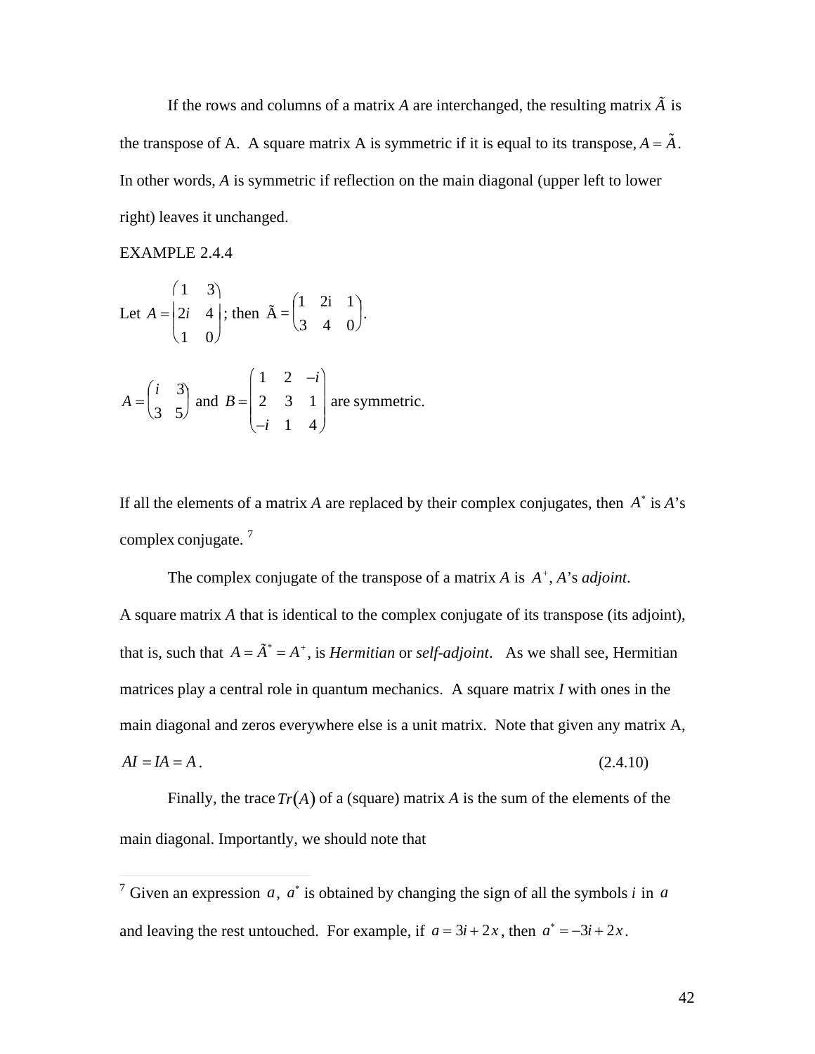If the rows and columns of a matrix $A$ are interchanged, the resulting matrix $\tilde{A}$ is the transpose of A. A square matrix A is symmetric if it is equal to its transpose, $A = \tilde{A}$. In other words, $A$ is symmetric if reflection on the main diagonal (upper left to lower right) leaves it unchanged.

EXAMPLE 2.4.4

Let $A = \begin{pmatrix} 1 & 3 \\ 2i & 4 \\ 1 & 0 \end{pmatrix}$; then $\tilde{A} = \begin{pmatrix} 1 & 2i & 1 \\ 3 & 4 & 0 \end{pmatrix}$.

$A = \begin{pmatrix} i & 3 \\ 3 & 5 \end{pmatrix}$ and $B = \begin{pmatrix} 1 & 2 & -i \\ 2 & 3 & 1 \\ -i & 1 & 4 \end{pmatrix}$ are symmetric.

If all the elements of a matrix $A$ are replaced by their complex conjugates, then $A^*$ is $A$'s complex conjugate. [7]

The complex conjugate of the transpose of a matrix $A$ is $A^+$, $A$'s *adjoint*. A square matrix $A$ that is identical to the complex conjugate of its transpose (its adjoint), that is, such that $A = \tilde{A}^* = A^+$, is *Hermitian* or *self-adjoint*. As we shall see, Hermitian matrices play a central role in quantum mechanics. A square matrix $I$ with ones in the main diagonal and zeros everywhere else is a unit matrix. Note that given any matrix A,

$$AI = IA = A. \tag{2.4.10}$$

Finally, the trace $Tr(A)$ of a (square) matrix $A$ is the sum of the elements of the main diagonal. Importantly, we should note that

---

[7] Given an expression $a$, $a^*$ is obtained by changing the sign of all the symbols $i$ in $a$ and leaving the rest untouched. For example, if $a = 3i + 2x$, then $a^* = -3i + 2x$.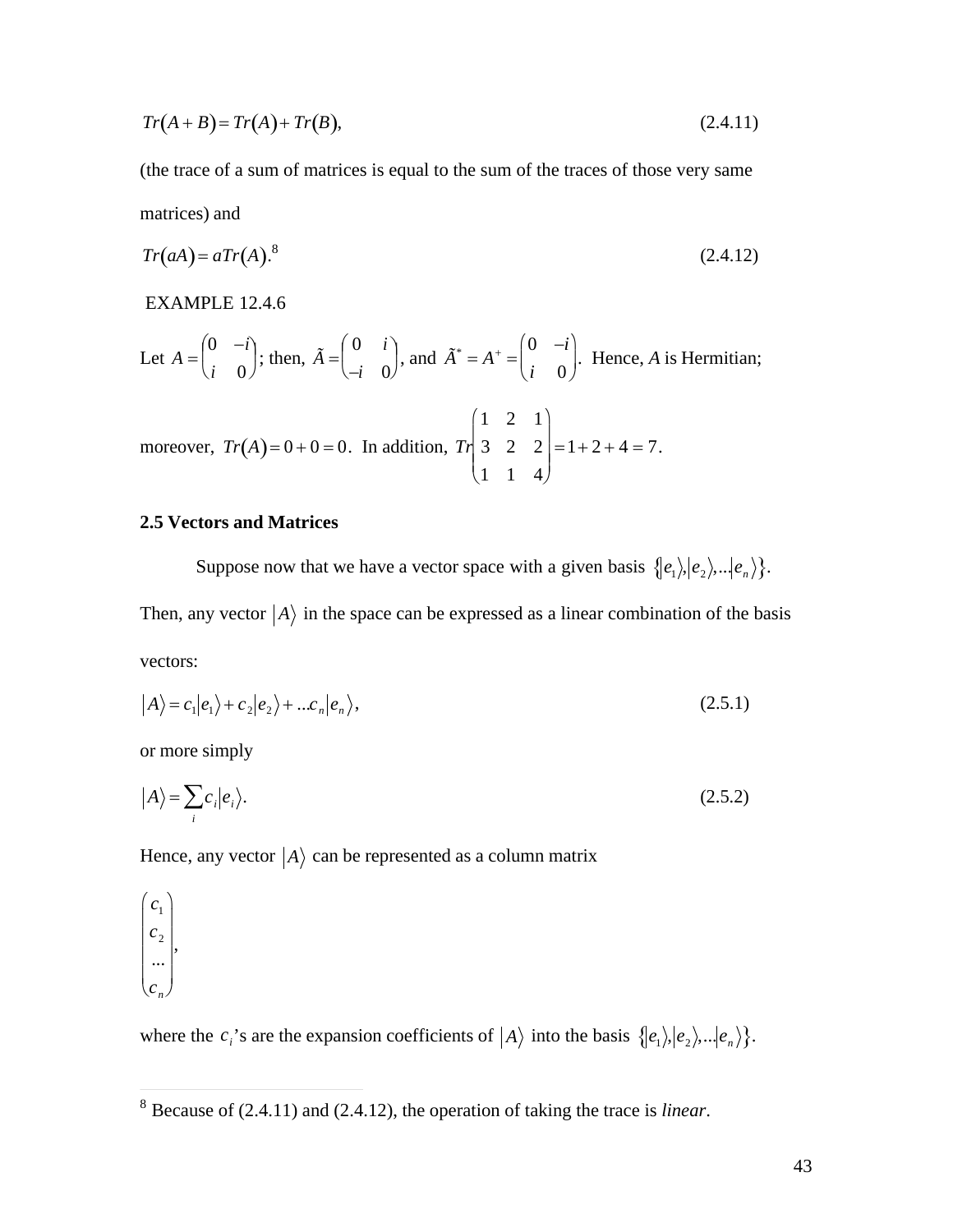$$Tr(A+B) = Tr(A) + Tr(B), \tag{2.4.11}$$

(the trace of a sum of matrices is equal to the sum of the traces of those very same matrices) and

$$Tr(aA) = aTr(A).^{8} \tag{2.4.12}$$

EXAMPLE 12.4.6

Let $A = \begin{pmatrix} 0 & -i \\ i & 0 \end{pmatrix}$; then, $\tilde{A} = \begin{pmatrix} 0 & i \\ -i & 0 \end{pmatrix}$, and $\tilde{A}^* = A^+ = \begin{pmatrix} 0 & -i \\ i & 0 \end{pmatrix}$. Hence, $A$ is Hermitian; moreover, $Tr(A) = 0 + 0 = 0$. In addition, $Tr\begin{pmatrix} 1 & 2 & 1 \\ 3 & 2 & 2 \\ 1 & 1 & 4 \end{pmatrix} = 1 + 2 + 4 = 7$.

## 2.5 Vectors and Matrices

Suppose now that we have a vector space with a given basis $\{|e_1\rangle, |e_2\rangle, \ldots |e_n\rangle\}$. Then, any vector $|A\rangle$ in the space can be expressed as a linear combination of the basis vectors:

$$|A\rangle = c_1|e_1\rangle + c_2|e_2\rangle + \ldots c_n|e_n\rangle, \tag{2.5.1}$$

or more simply

$$|A\rangle = \sum_i c_i|e_i\rangle. \tag{2.5.2}$$

Hence, any vector $|A\rangle$ can be represented as a column matrix

$$\begin{pmatrix} c_1 \\ c_2 \\ \ldots \\ c_n \end{pmatrix},$$

where the $c_i$'s are the expansion coefficients of $|A\rangle$ into the basis $\{|e_1\rangle, |e_2\rangle, \ldots |e_n\rangle\}$.

---

[8] Because of (2.4.11) and (2.4.12), the operation of taking the trace is *linear*.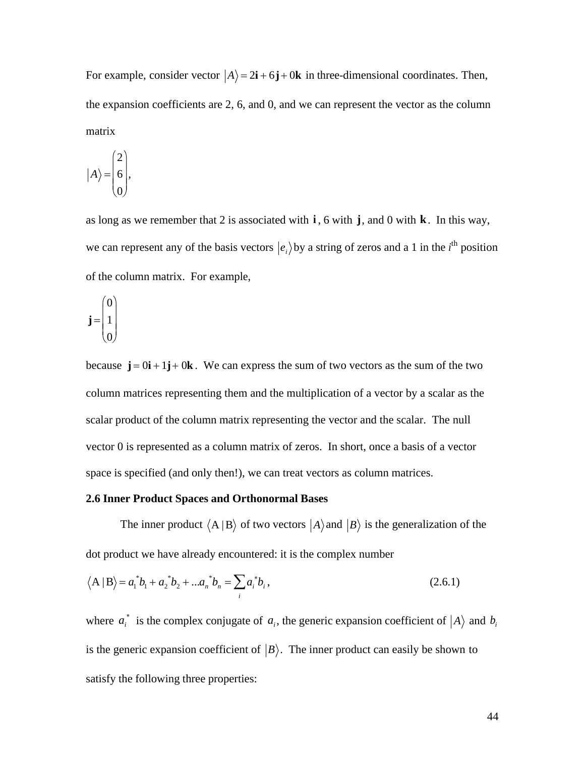For example, consider vector $|A\rangle = 2\mathbf{i} + 6\mathbf{j} + 0\mathbf{k}$ in three-dimensional coordinates. Then, the expansion coefficients are 2, 6, and 0, and we can represent the vector as the column matrix

$$|A\rangle = \begin{pmatrix} 2 \\ 6 \\ 0 \end{pmatrix},$$

as long as we remember that 2 is associated with $\mathbf{i}$, 6 with $\mathbf{j}$, and 0 with $\mathbf{k}$. In this way, we can represent any of the basis vectors $|e_i\rangle$ by a string of zeros and a 1 in the $i^{\text{th}}$ position of the column matrix. For example,

$$\mathbf{j} = \begin{pmatrix} 0 \\ 1 \\ 0 \end{pmatrix}$$

because $\mathbf{j} = 0\mathbf{i} + 1\mathbf{j} + 0\mathbf{k}$. We can express the sum of two vectors as the sum of the two column matrices representing them and the multiplication of a vector by a scalar as the scalar product of the column matrix representing the vector and the scalar. The null vector 0 is represented as a column matrix of zeros. In short, once a basis of a vector space is specified (and only then!), we can treat vectors as column matrices.

**2.6 Inner Product Spaces and Orthonormal Bases**

The inner product $\langle \mathrm{A} \,|\, \mathrm{B} \rangle$ of two vectors $|A\rangle$ and $|B\rangle$ is the generalization of the dot product we have already encountered: it is the complex number

$$\langle \mathrm{A} \,|\, \mathrm{B} \rangle = a_1^* b_1 + a_2^* b_2 + \ldots a_n^* b_n = \sum_i a_i^* b_i \,, \tag{2.6.1}$$

where $a_i^*$ is the complex conjugate of $a_i$, the generic expansion coefficient of $|A\rangle$ and $b_i$ is the generic expansion coefficient of $|B\rangle$. The inner product can easily be shown to satisfy the following three properties: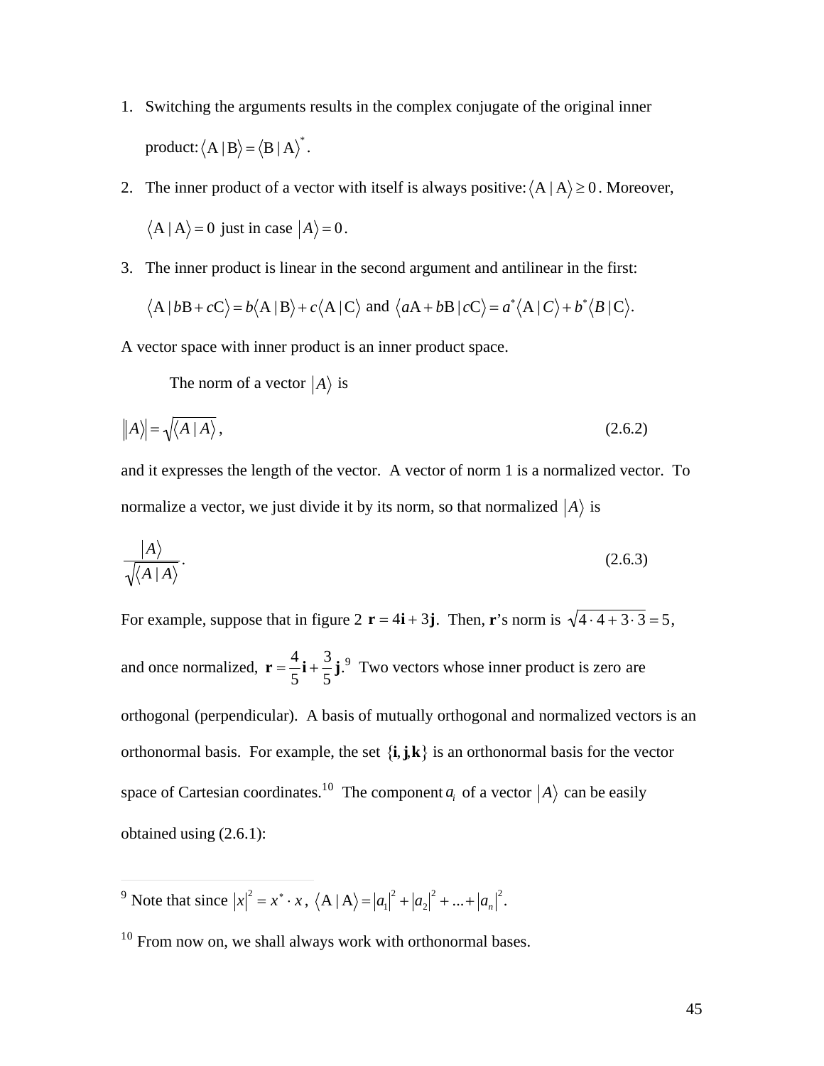1. Switching the arguments results in the complex conjugate of the original inner product: $\langle \mathrm{A} \mid \mathrm{B} \rangle = \langle \mathrm{B} \mid \mathrm{A} \rangle^*$.
2. The inner product of a vector with itself is always positive: $\langle \mathrm{A} \mid \mathrm{A} \rangle \geq 0$. Moreover, $\langle \mathrm{A} \mid \mathrm{A} \rangle = 0$ just in case $|A\rangle = 0$.
3. The inner product is linear in the second argument and antilinear in the first: $\langle \mathrm{A} \mid b\mathrm{B} + c\mathrm{C} \rangle = b\langle \mathrm{A} \mid \mathrm{B} \rangle + c\langle \mathrm{A} \mid \mathrm{C} \rangle$ and $\langle a\mathrm{A} + b\mathrm{B} \mid c\mathrm{C} \rangle = a^*\langle \mathrm{A} \mid C \rangle + b^*\langle B \mid \mathrm{C} \rangle$.

A vector space with inner product is an inner product space.

The norm of a vector $|A\rangle$ is

$$\||A\rangle\| = \sqrt{\langle A \mid A \rangle}, \tag{2.6.2}$$

and it expresses the length of the vector. A vector of norm 1 is a normalized vector. To normalize a vector, we just divide it by its norm, so that normalized $|A\rangle$ is

$$\frac{|A\rangle}{\sqrt{\langle A \mid A \rangle}}. \tag{2.6.3}$$

For example, suppose that in figure 2 $\mathbf{r} = 4\mathbf{i} + 3\mathbf{j}$. Then, $\mathbf{r}$'s norm is $\sqrt{4 \cdot 4 + 3 \cdot 3} = 5$, and once normalized, $\mathbf{r} = \frac{4}{5}\mathbf{i} + \frac{3}{5}\mathbf{j}$.[9] Two vectors whose inner product is zero are orthogonal (perpendicular). A basis of mutually orthogonal and normalized vectors is an orthonormal basis. For example, the set $\{\mathbf{i}, \mathbf{j}, \mathbf{k}\}$ is an orthonormal basis for the vector space of Cartesian coordinates.[10] The component $a_i$ of a vector $|A\rangle$ can be easily obtained using (2.6.1):

---

[9] Note that since $|x|^2 = x^* \cdot x$, $\langle \mathrm{A} \mid \mathrm{A} \rangle = |a_1|^2 + |a_2|^2 + ... + |a_n|^2$.

[10] From now on, we shall always work with orthonormal bases.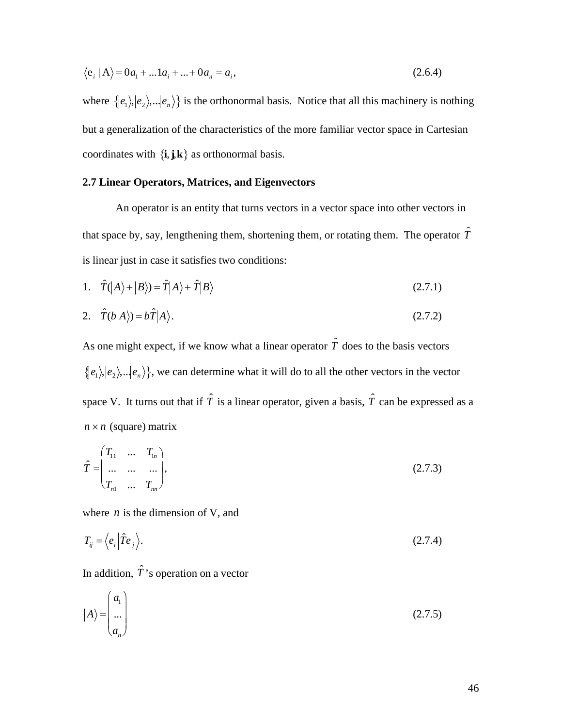$$\langle e_i \mid A \rangle = 0a_1 + ...1a_i + ... + 0a_n = a_i, \tag{2.6.4}$$

where $\{|e_1\rangle, |e_2\rangle, ...|e_n\rangle\}$ is the orthonormal basis. Notice that all this machinery is nothing but a generalization of the characteristics of the more familiar vector space in Cartesian coordinates with $\{\mathbf{i}, \mathbf{j}, \mathbf{k}\}$ as orthonormal basis.

**2.7 Linear Operators, Matrices, and Eigenvectors**

An operator is an entity that turns vectors in a vector space into other vectors in that space by, say, lengthening them, shortening them, or rotating them. The operator $\hat{T}$ is linear just in case it satisfies two conditions:

1. $\hat{T}(|A\rangle + |B\rangle) = \hat{T}|A\rangle + \hat{T}|B\rangle$ (2.7.1)

2. $\hat{T}(b|A\rangle) = b\hat{T}|A\rangle$. (2.7.2)

As one might expect, if we know what a linear operator $\hat{T}$ does to the basis vectors $\{|e_1\rangle, |e_2\rangle, ...|e_n\rangle\}$, we can determine what it will do to all the other vectors in the vector space V. It turns out that if $\hat{T}$ is a linear operator, given a basis, $\hat{T}$ can be expressed as a $n \times n$ (square) matrix

$$\hat{T} = \begin{pmatrix} T_{11} & ... & T_{1n} \\ ... & ... & ... \\ T_{n1} & ... & T_{nn} \end{pmatrix}, \tag{2.7.3}$$

where $n$ is the dimension of V, and

$$T_{ij} = \langle e_i | \hat{T} e_j \rangle. \tag{2.7.4}$$

In addition, $\hat{T}$'s operation on a vector

$$|A\rangle = \begin{pmatrix} a_1 \\ ... \\ a_n \end{pmatrix} \tag{2.7.5}$$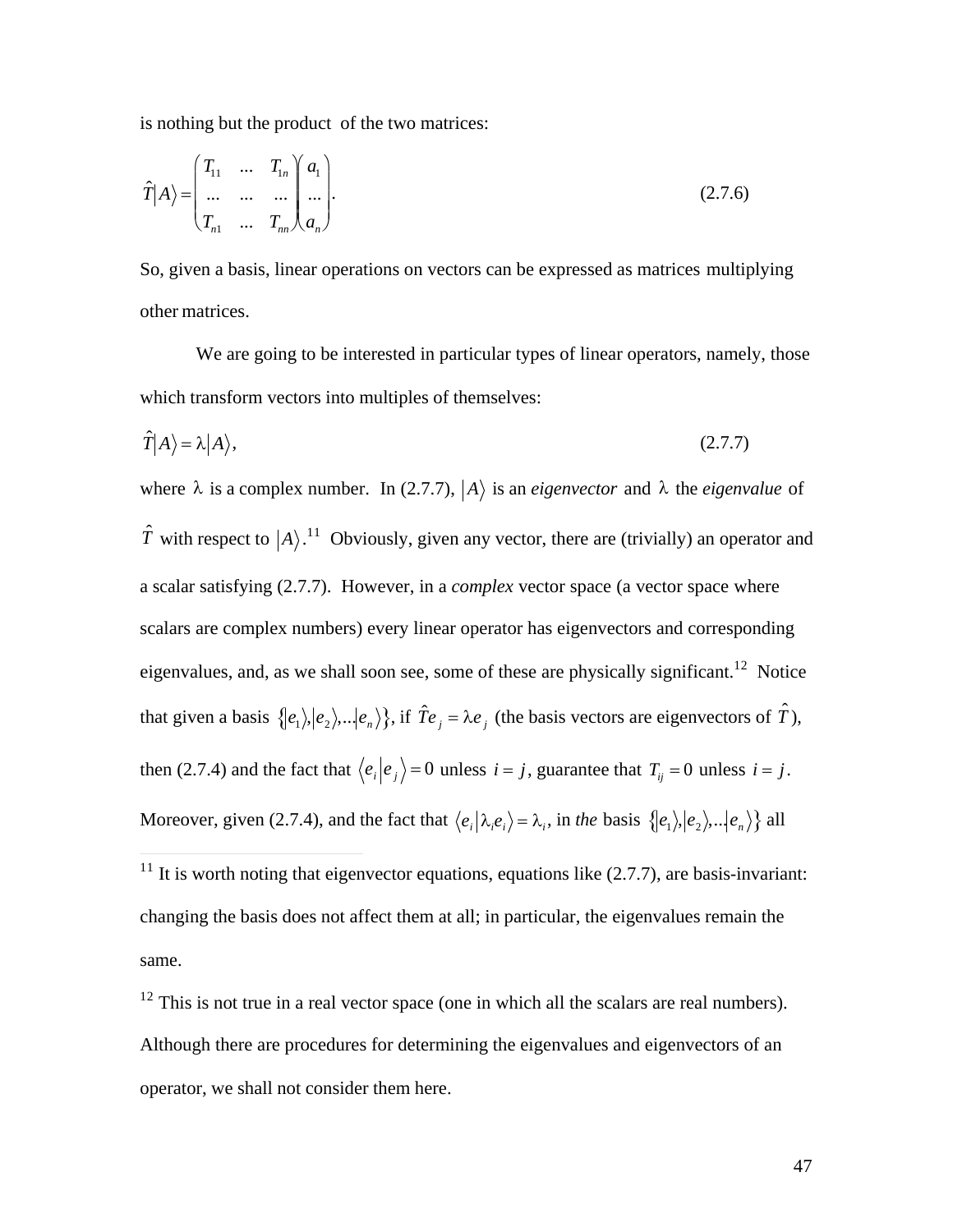is nothing but the product of the two matrices:

$$\hat{T}|A\rangle = \begin{pmatrix} T_{11} & \ldots & T_{1n} \\ \ldots & \ldots & \ldots \\ T_{n1} & \ldots & T_{nn} \end{pmatrix} \begin{pmatrix} a_1 \\ \ldots \\ a_n \end{pmatrix}. \tag{2.7.6}$$

So, given a basis, linear operations on vectors can be expressed as matrices multiplying other matrices.

We are going to be interested in particular types of linear operators, namely, those which transform vectors into multiples of themselves:

$$\hat{T}|A\rangle = \lambda|A\rangle, \tag{2.7.7}$$

where $\lambda$ is a complex number. In (2.7.7), $|A\rangle$ is an *eigenvector* and $\lambda$ the *eigenvalue* of $\hat{T}$ with respect to $|A\rangle$.[11] Obviously, given any vector, there are (trivially) an operator and a scalar satisfying (2.7.7). However, in a *complex* vector space (a vector space where scalars are complex numbers) every linear operator has eigenvectors and corresponding eigenvalues, and, as we shall soon see, some of these are physically significant.[12] Notice that given a basis $\{|e_1\rangle, |e_2\rangle, \ldots |e_n\rangle\}$, if $\hat{T}e_j = \lambda e_j$ (the basis vectors are eigenvectors of $\hat{T}$), then (2.7.4) and the fact that $\langle e_i | e_j \rangle = 0$ unless $i = j$, guarantee that $T_{ij} = 0$ unless $i = j$. Moreover, given (2.7.4), and the fact that $\langle e_i | \lambda_i e_i \rangle = \lambda_i$, in *the* basis $\{|e_1\rangle, |e_2\rangle, \ldots |e_n\rangle\}$ all

[11] It is worth noting that eigenvector equations, equations like (2.7.7), are basis-invariant: changing the basis does not affect them at all; in particular, the eigenvalues remain the same.

[12] This is not true in a real vector space (one in which all the scalars are real numbers). Although there are procedures for determining the eigenvalues and eigenvectors of an operator, we shall not consider them here.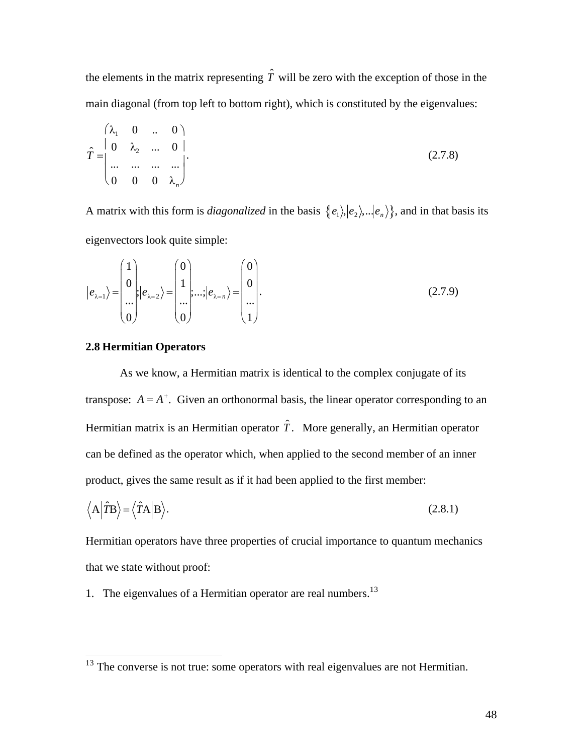the elements in the matrix representing $\hat{T}$ will be zero with the exception of those in the main diagonal (from top left to bottom right), which is constituted by the eigenvalues:

$$\hat{T} = \begin{pmatrix} \lambda_1 & 0 & .. & 0 \\ 0 & \lambda_2 & ... & 0 \\ ... & ... & ... & ... \\ 0 & 0 & 0 & \lambda_n \end{pmatrix}. \tag{2.7.8}$$

A matrix with this form is *diagonalized* in the basis $\{|e_1\rangle, |e_2\rangle, ...|e_n\rangle\}$, and in that basis its eigenvectors look quite simple:

$$|e_{\lambda=1}\rangle = \begin{pmatrix} 1 \\ 0 \\ ... \\ 0 \end{pmatrix}; |e_{\lambda=2}\rangle = \begin{pmatrix} 0 \\ 1 \\ ... \\ 0 \end{pmatrix}; ...; |e_{\lambda=n}\rangle = \begin{pmatrix} 0 \\ 0 \\ ... \\ 1 \end{pmatrix}. \tag{2.7.9}$$

**2.8 Hermitian Operators**

As we know, a Hermitian matrix is identical to the complex conjugate of its transpose: $A = A^+$. Given an orthonormal basis, the linear operator corresponding to an Hermitian matrix is an Hermitian operator $\hat{T}$. More generally, an Hermitian operator can be defined as the operator which, when applied to the second member of an inner product, gives the same result as if it had been applied to the first member:

$$\langle \mathrm{A} | \hat{T}\mathrm{B} \rangle = \langle \hat{T}\mathrm{A} | \mathrm{B} \rangle. \tag{2.8.1}$$

Hermitian operators have three properties of crucial importance to quantum mechanics that we state without proof:

1. The eigenvalues of a Hermitian operator are real numbers.[13]

---

[13] The converse is not true: some operators with real eigenvalues are not Hermitian.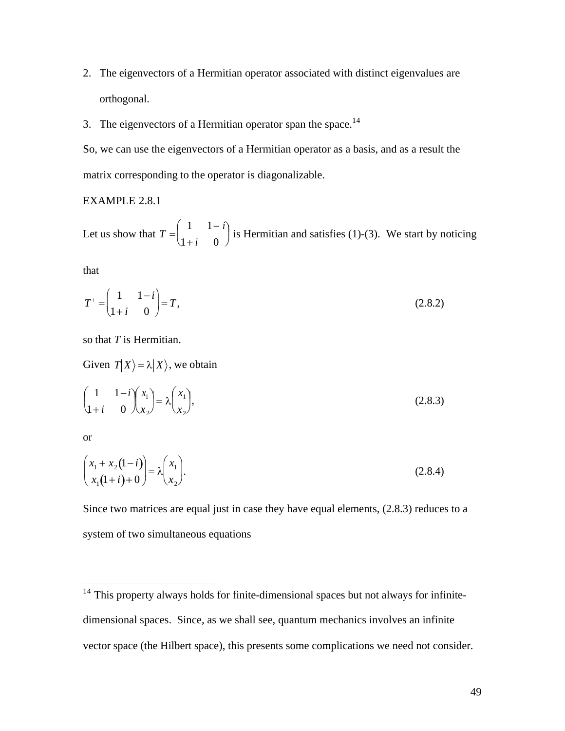2. The eigenvectors of a Hermitian operator associated with distinct eigenvalues are orthogonal.
3. The eigenvectors of a Hermitian operator span the space.[14]

So, we can use the eigenvectors of a Hermitian operator as a basis, and as a result the matrix corresponding to the operator is diagonalizable.

EXAMPLE 2.8.1

Let us show that $T = \begin{pmatrix} 1 & 1-i \\ 1+i & 0 \end{pmatrix}$ is Hermitian and satisfies (1)-(3). We start by noticing that

$$T^{+} = \begin{pmatrix} 1 & 1-i \\ 1+i & 0 \end{pmatrix} = T, \tag{2.8.2}$$

so that $T$ is Hermitian.

Given $T|X\rangle = \lambda|X\rangle$, we obtain

$$\begin{pmatrix} 1 & 1-i \\ 1+i & 0 \end{pmatrix}\begin{pmatrix} x_1 \\ x_2 \end{pmatrix} = \lambda\begin{pmatrix} x_1 \\ x_2 \end{pmatrix}, \tag{2.8.3}$$

or

$$\begin{pmatrix} x_1 + x_2(1-i) \\ x_1(1+i) + 0 \end{pmatrix} = \lambda\begin{pmatrix} x_1 \\ x_2 \end{pmatrix}. \tag{2.8.4}$$

Since two matrices are equal just in case they have equal elements, (2.8.3) reduces to a system of two simultaneous equations

---

[14] This property always holds for finite-dimensional spaces but not always for infinite-dimensional spaces. Since, as we shall see, quantum mechanics involves an infinite vector space (the Hilbert space), this presents some complications we need not consider.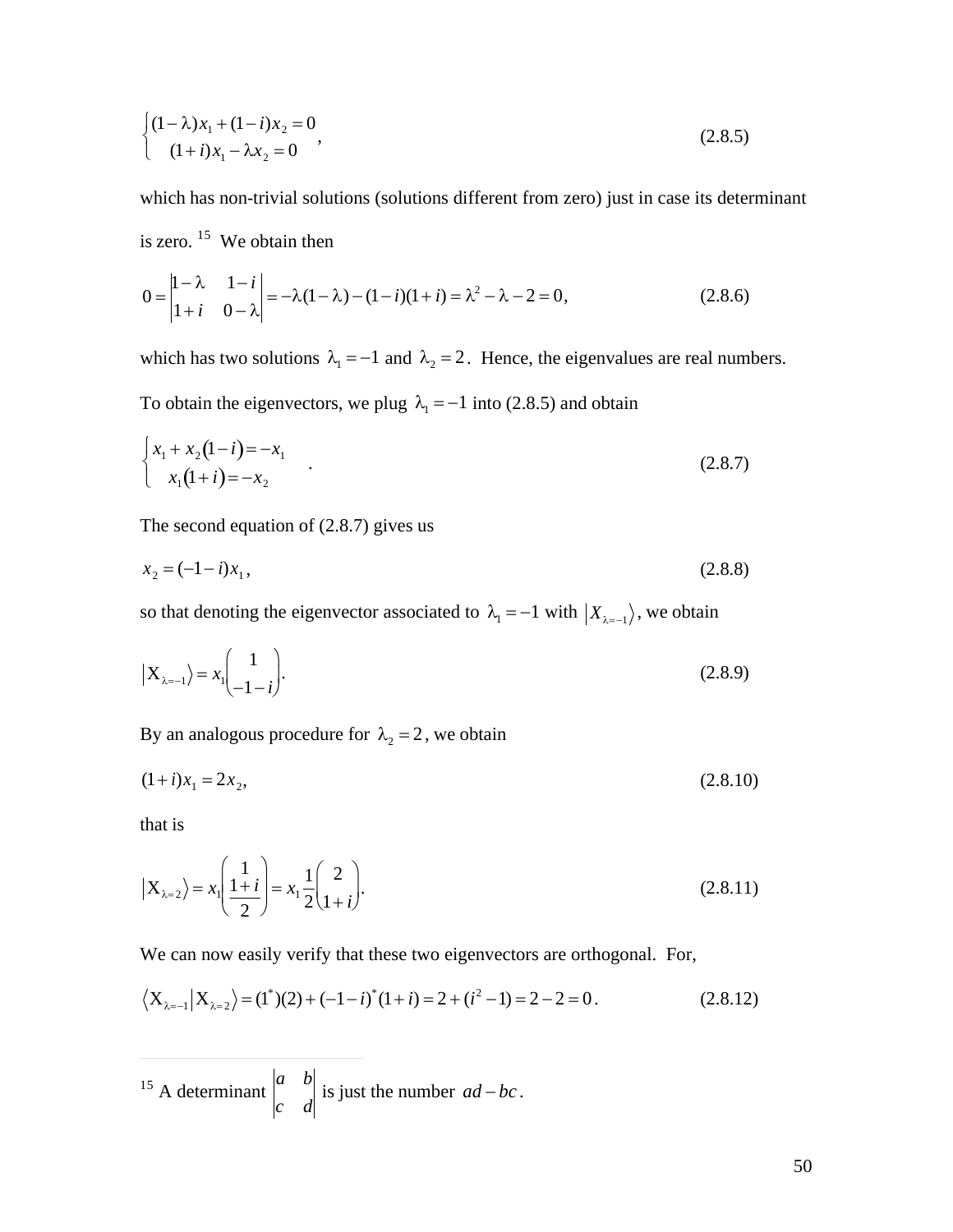$$\begin{cases} (1-\lambda)x_1 + (1-i)x_2 = 0 \\ (1+i)x_1 - \lambda x_2 = 0 \end{cases}, \tag{2.8.5}$$

which has non-trivial solutions (solutions different from zero) just in case its determinant is zero. [15] We obtain then

$$0 = \begin{vmatrix} 1-\lambda & 1-i \\ 1+i & 0-\lambda \end{vmatrix} = -\lambda(1-\lambda) - (1-i)(1+i) = \lambda^2 - \lambda - 2 = 0, \tag{2.8.6}$$

which has two solutions $\lambda_1 = -1$ and $\lambda_2 = 2$. Hence, the eigenvalues are real numbers. To obtain the eigenvectors, we plug $\lambda_1 = -1$ into (2.8.5) and obtain

$$\begin{cases} x_1 + x_2(1-i) = -x_1 \\ x_1(1+i) = -x_2 \end{cases}. \tag{2.8.7}$$

The second equation of (2.8.7) gives us

$$x_2 = (-1-i)x_1, \tag{2.8.8}$$

so that denoting the eigenvector associated to $\lambda_1 = -1$ with $|X_{\lambda=-1}\rangle$, we obtain

$$|X_{\lambda=-1}\rangle = x_1\begin{pmatrix} 1 \\ -1-i \end{pmatrix}. \tag{2.8.9}$$

By an analogous procedure for $\lambda_2 = 2$, we obtain

$$(1+i)x_1 = 2x_2, \tag{2.8.10}$$

that is

$$|X_{\lambda=2}\rangle = x_1\begin{pmatrix} 1 \\ \frac{1+i}{2} \end{pmatrix} = x_1\frac{1}{2}\begin{pmatrix} 2 \\ 1+i \end{pmatrix}. \tag{2.8.11}$$

We can now easily verify that these two eigenvectors are orthogonal. For,

$$\langle X_{\lambda=-1}|X_{\lambda=2}\rangle = (1^*)(2) + (-1-i)^*(1+i) = 2 + (i^2 - 1) = 2 - 2 = 0. \tag{2.8.12}$$

---

[15] A determinant $\begin{vmatrix} a & b \\ c & d \end{vmatrix}$ is just the number $ad - bc$.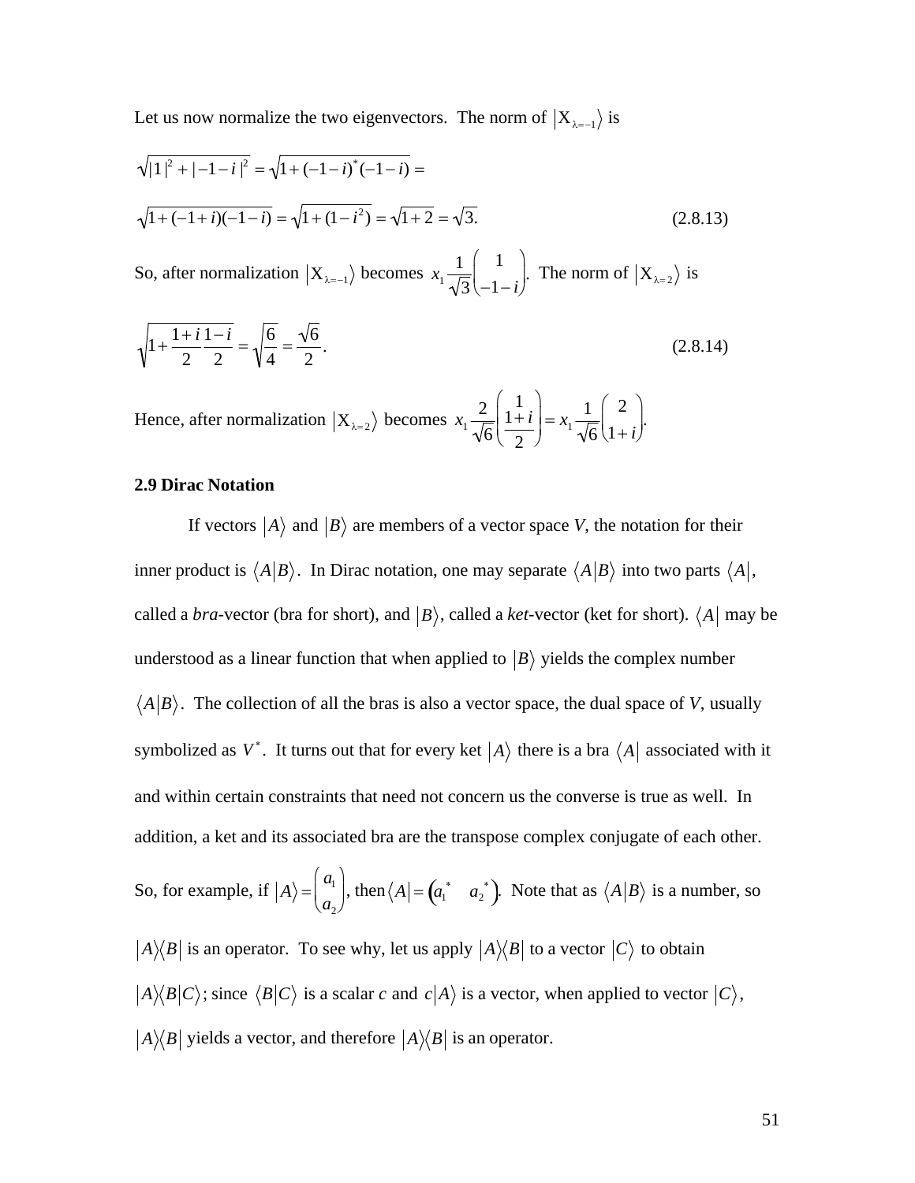Let us now normalize the two eigenvectors. The norm of $|X_{\lambda=-1}\rangle$ is

$$\sqrt{|1|^2+|-1-i|^2}=\sqrt{1+(-1-i)^*(-1-i)}=$$

$$\sqrt{1+(-1+i)(-1-i)}=\sqrt{1+(1-i^2)}=\sqrt{1+2}=\sqrt{3}. \tag{2.8.13}$$

So, after normalization $|X_{\lambda=-1}\rangle$ becomes $x_1\dfrac{1}{\sqrt{3}}\begin{pmatrix}1\\-1-i\end{pmatrix}$. The norm of $|X_{\lambda=2}\rangle$ is

$$\sqrt{1+\frac{1+i}{2}\frac{1-i}{2}}=\sqrt{\frac{6}{4}}=\frac{\sqrt{6}}{2}. \tag{2.8.14}$$

Hence, after normalization $|X_{\lambda=2}\rangle$ becomes $x_1\dfrac{2}{\sqrt{6}}\begin{pmatrix}1\\ \frac{1+i}{2}\end{pmatrix}=x_1\dfrac{1}{\sqrt{6}}\begin{pmatrix}2\\1+i\end{pmatrix}$.

### 2.9 Dirac Notation

If vectors $|A\rangle$ and $|B\rangle$ are members of a vector space *V*, the notation for their inner product is $\langle A|B\rangle$. In Dirac notation, one may separate $\langle A|B\rangle$ into two parts $\langle A|$, called a *bra*-vector (bra for short), and $|B\rangle$, called a *ket*-vector (ket for short). $\langle A|$ may be understood as a linear function that when applied to $|B\rangle$ yields the complex number $\langle A|B\rangle$. The collection of all the bras is also a vector space, the dual space of *V*, usually symbolized as $V^*$. It turns out that for every ket $|A\rangle$ there is a bra $\langle A|$ associated with it and within certain constraints that need not concern us the converse is true as well. In addition, a ket and its associated bra are the transpose complex conjugate of each other. So, for example, if $|A\rangle=\begin{pmatrix}a_1\\a_2\end{pmatrix}$, then $\langle A|=\begin{pmatrix}a_1^* & a_2^*\end{pmatrix}$. Note that as $\langle A|B\rangle$ is a number, so $|A\rangle\langle B|$ is an operator. To see why, let us apply $|A\rangle\langle B|$ to a vector $|C\rangle$ to obtain $|A\rangle\langle B|C\rangle$; since $\langle B|C\rangle$ is a scalar *c* and $c|A\rangle$ is a vector, when applied to vector $|C\rangle$, $|A\rangle\langle B|$ yields a vector, and therefore $|A\rangle\langle B|$ is an operator.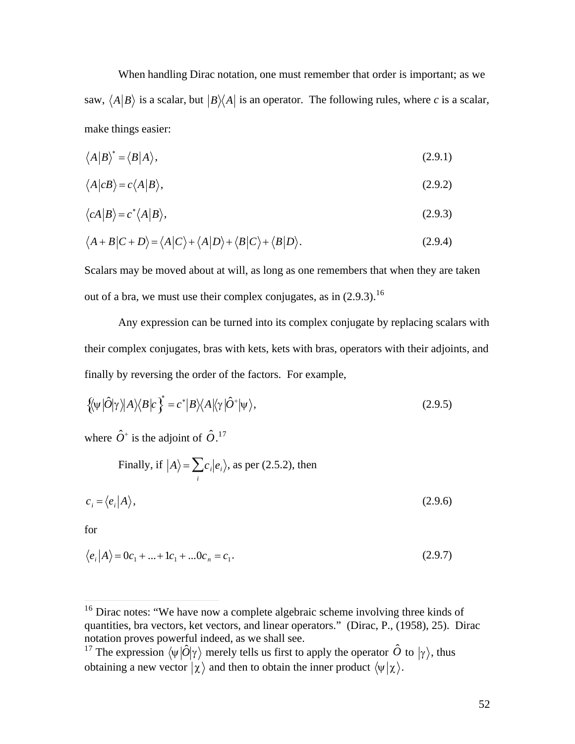When handling Dirac notation, one must remember that order is important; as we saw, $\langle A|B\rangle$ is a scalar, but $|B\rangle\langle A|$ is an operator. The following rules, where *c* is a scalar, make things easier:

$$\langle A|B\rangle^* = \langle B|A\rangle, \tag{2.9.1}$$

$$\langle A|cB\rangle = c\langle A|B\rangle, \tag{2.9.2}$$

$$\langle cA|B\rangle = c^*\langle A|B\rangle, \tag{2.9.3}$$

$$\langle A+B|C+D\rangle = \langle A|C\rangle + \langle A|D\rangle + \langle B|C\rangle + \langle B|D\rangle. \tag{2.9.4}$$

Scalars may be moved about at will, as long as one remembers that when they are taken out of a bra, we must use their complex conjugates, as in (2.9.3).[16]

Any expression can be turned into its complex conjugate by replacing scalars with their complex conjugates, bras with kets, kets with bras, operators with their adjoints, and finally by reversing the order of the factors. For example,

$$\left\{\langle\psi|\hat{O}|\gamma\rangle|A\rangle\langle B|c\right\}^* = c^*|B\rangle\langle A|\langle\gamma|\hat{O}^+|\psi\rangle, \tag{2.9.5}$$

where $\hat{O}^+$ is the adjoint of $\hat{O}$.[17]

Finally, if $|A\rangle = \sum_i c_i|e_i\rangle$, as per (2.5.2), then

$$c_i = \langle e_i|A\rangle, \tag{2.9.6}$$

for

$$\langle e_i|A\rangle = 0c_1 + ... + 1c_1 + ...0c_n = c_1. \tag{2.9.7}$$

---

[16] Dirac notes: "We have now a complete algebraic scheme involving three kinds of quantities, bra vectors, ket vectors, and linear operators." (Dirac, P., (1958), 25). Dirac notation proves powerful indeed, as we shall see.

[17] The expression $\langle\psi|\hat{O}|\gamma\rangle$ merely tells us first to apply the operator $\hat{O}$ to $|\gamma\rangle$, thus obtaining a new vector $|\chi\rangle$ and then to obtain the inner product $\langle\psi|\chi\rangle$.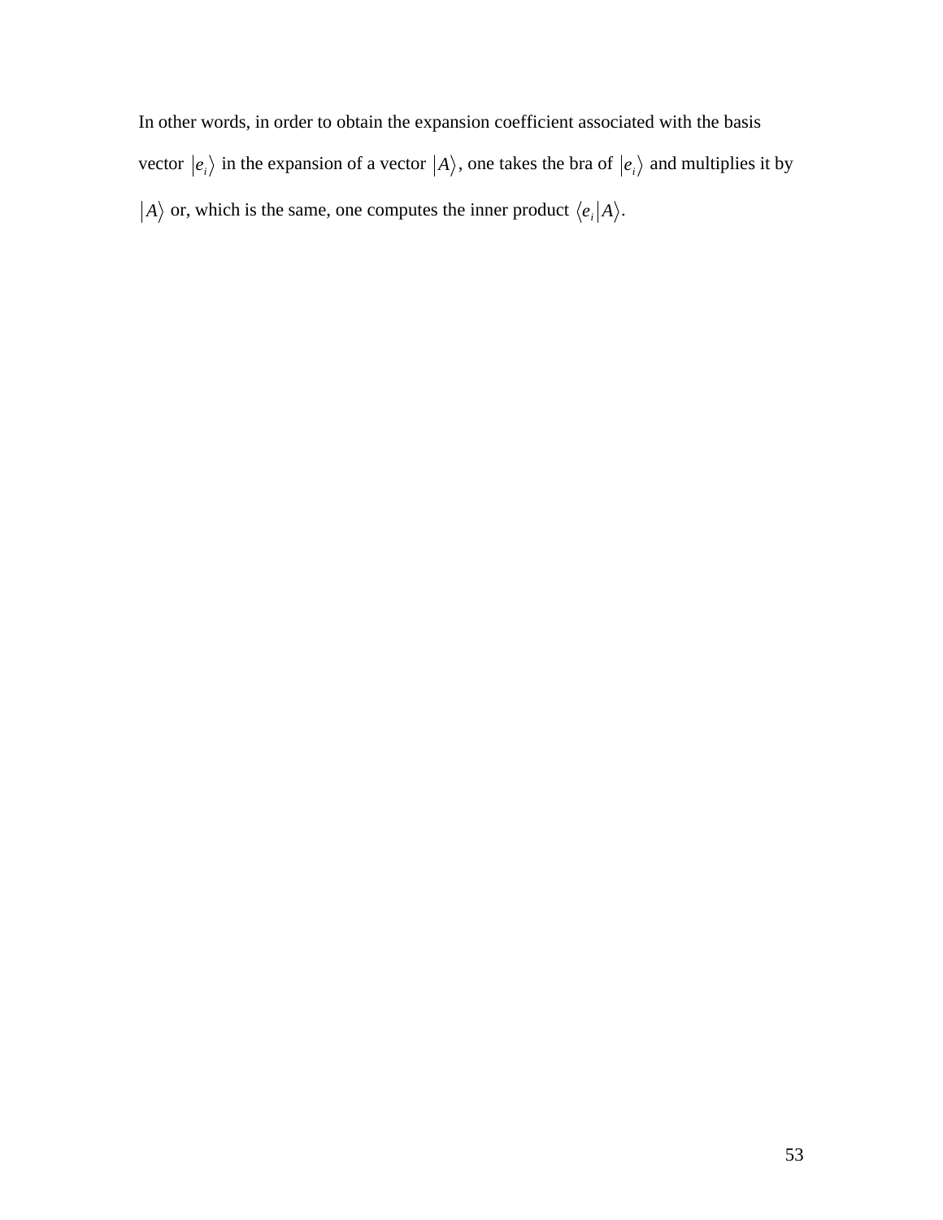In other words, in order to obtain the expansion coefficient associated with the basis vector $\left|e_i\right\rangle$ in the expansion of a vector $\left|A\right\rangle$, one takes the bra of $\left|e_i\right\rangle$ and multiplies it by $\left|A\right\rangle$ or, which is the same, one computes the inner product $\left\langle e_i \middle| A\right\rangle$.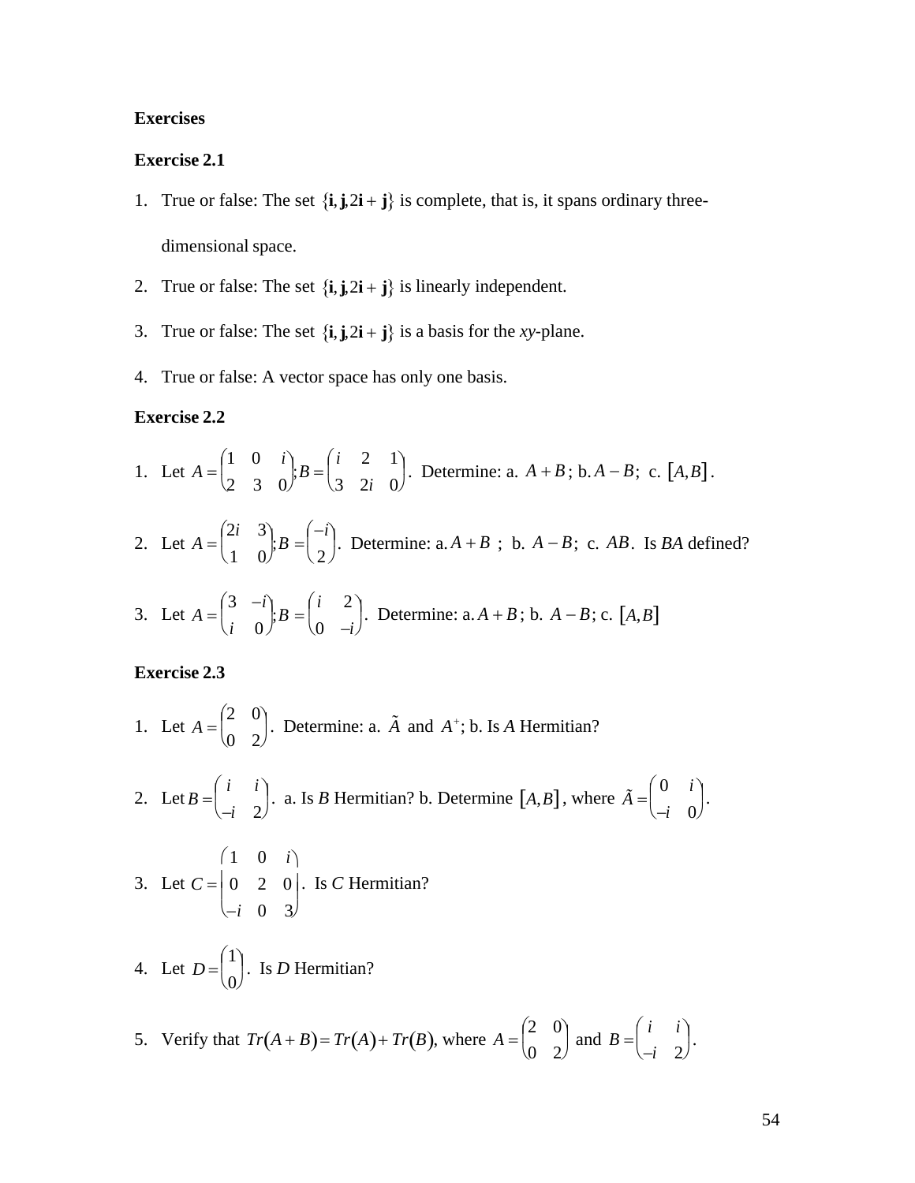## Exercises

### Exercise 2.1

1. True or false: The set $\{\mathbf{i}, \mathbf{j}, 2\mathbf{i}+\mathbf{j}\}$ is complete, that is, it spans ordinary three-dimensional space.
2. True or false: The set $\{\mathbf{i}, \mathbf{j}, 2\mathbf{i}+\mathbf{j}\}$ is linearly independent.
3. True or false: The set $\{\mathbf{i}, \mathbf{j}, 2\mathbf{i}+\mathbf{j}\}$ is a basis for the *xy*-plane.
4. True or false: A vector space has only one basis.

### Exercise 2.2

1. Let $A=\begin{pmatrix}1 & 0 & i\\ 2 & 3 & 0\end{pmatrix}; B=\begin{pmatrix}i & 2 & 1\\ 3 & 2i & 0\end{pmatrix}$. Determine: a. $A+B$; b. $A-B$; c. $[A,B]$.

2. Let $A=\begin{pmatrix}2i & 3\\ 1 & 0\end{pmatrix}; B=\begin{pmatrix}-i\\ 2\end{pmatrix}$. Determine: a. $A+B$ ; b. $A-B$; c. $AB$. Is *BA* defined?

3. Let $A=\begin{pmatrix}3 & -i\\ i & 0\end{pmatrix}; B=\begin{pmatrix}i & 2\\ 0 & -i\end{pmatrix}$. Determine: a. $A+B$; b. $A-B$; c. $[A,B]$

### Exercise 2.3

1. Let $A=\begin{pmatrix}2 & 0\\ 0 & 2\end{pmatrix}$. Determine: a. $\tilde{A}$ and $A^{+}$; b. Is *A* Hermitian?

2. Let $B=\begin{pmatrix}i & i\\ -i & 2\end{pmatrix}$. a. Is *B* Hermitian? b. Determine $[A,B]$, where $\tilde{A}=\begin{pmatrix}0 & i\\ -i & 0\end{pmatrix}$.

3. Let $C=\begin{pmatrix}1 & 0 & i\\ 0 & 2 & 0\\ -i & 0 & 3\end{pmatrix}$. Is *C* Hermitian?

4. Let $D=\begin{pmatrix}1\\ 0\end{pmatrix}$. Is *D* Hermitian?

5. Verify that $Tr(A+B)=Tr(A)+Tr(B)$, where $A=\begin{pmatrix}2 & 0\\ 0 & 2\end{pmatrix}$ and $B=\begin{pmatrix}i & i\\ -i & 2\end{pmatrix}$.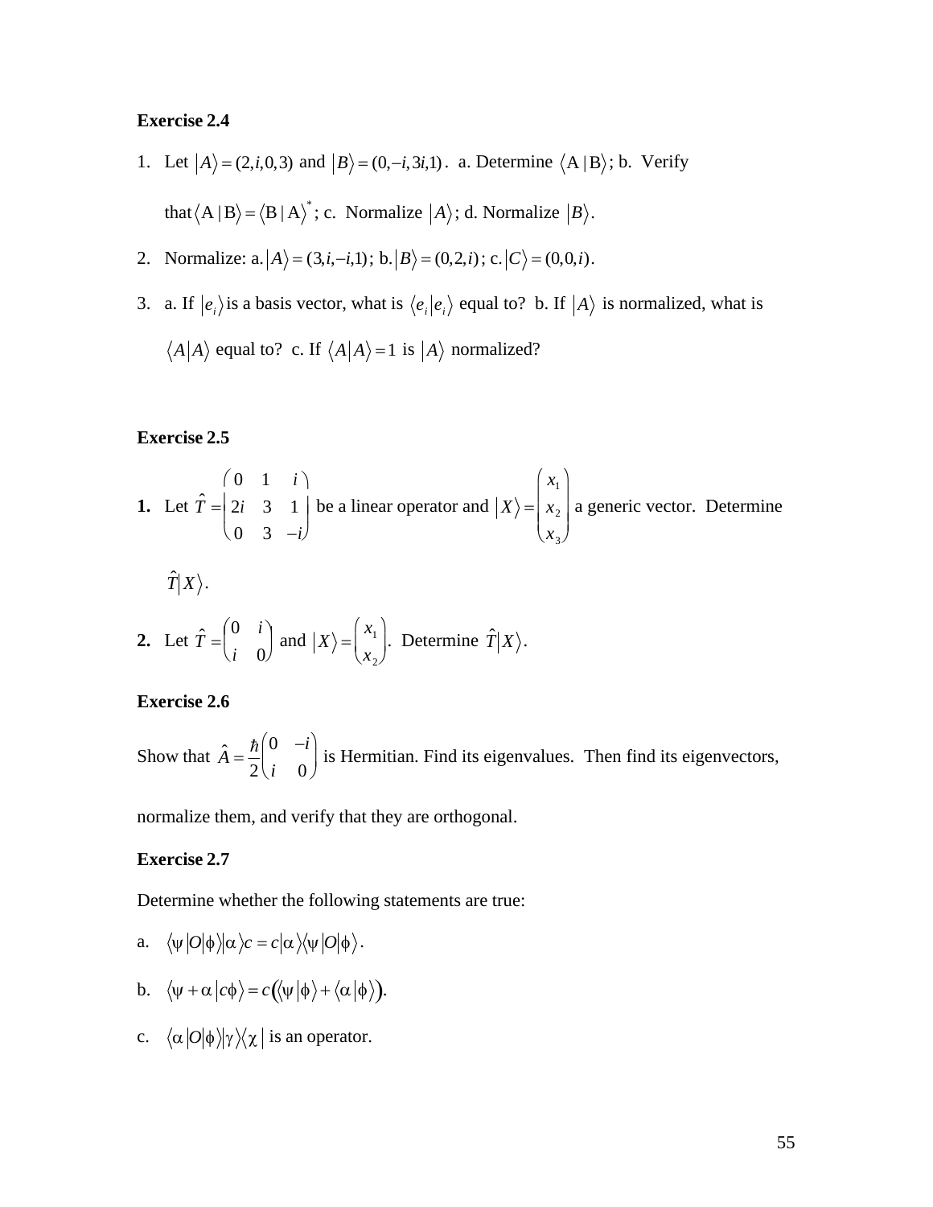**Exercise 2.4**

1. Let $|A\rangle = (2, i, 0, 3)$ and $|B\rangle = (0, -i, 3i, 1)$. a. Determine $\langle A \mid B\rangle$; b. Verify that $\langle A \mid B\rangle = \langle B \mid A\rangle^*$; c. Normalize $|A\rangle$; d. Normalize $|B\rangle$.

2. Normalize: a. $|A\rangle = (3, i, -i, 1)$; b. $|B\rangle = (0, 2, i)$; c. $|C\rangle = (0, 0, i)$.

3. a. If $|e_i\rangle$ is a basis vector, what is $\langle e_i | e_i\rangle$ equal to? b. If $|A\rangle$ is normalized, what is $\langle A | A\rangle$ equal to? c. If $\langle A | A\rangle = 1$ is $|A\rangle$ normalized?

**Exercise 2.5**

**1.** Let $\hat{T} = \begin{pmatrix} 0 & 1 & i \\ 2i & 3 & 1 \\ 0 & 3 & -i \end{pmatrix}$ be a linear operator and $|X\rangle = \begin{pmatrix} x_1 \\ x_2 \\ x_3 \end{pmatrix}$ a generic vector. Determine $\hat{T}|X\rangle$.

**2.** Let $\hat{T} = \begin{pmatrix} 0 & i \\ i & 0 \end{pmatrix}$ and $|X\rangle = \begin{pmatrix} x_1 \\ x_2 \end{pmatrix}$. Determine $\hat{T}|X\rangle$.

**Exercise 2.6**

Show that $\hat{A} = \dfrac{\hbar}{2}\begin{pmatrix} 0 & -i \\ i & 0 \end{pmatrix}$ is Hermitian. Find its eigenvalues. Then find its eigenvectors, normalize them, and verify that they are orthogonal.

**Exercise 2.7**

Determine whether the following statements are true:

a. $\langle \psi | O | \phi \rangle |\alpha\rangle c = c|\alpha\rangle \langle \psi | O | \phi\rangle$.

b. $\langle \psi + \alpha \mid c\phi\rangle = c\big(\langle \psi \mid \phi\rangle + \langle \alpha \mid \phi\rangle\big)$.

c. $\langle \alpha | O | \phi\rangle |\gamma\rangle\langle \chi|$ is an operator.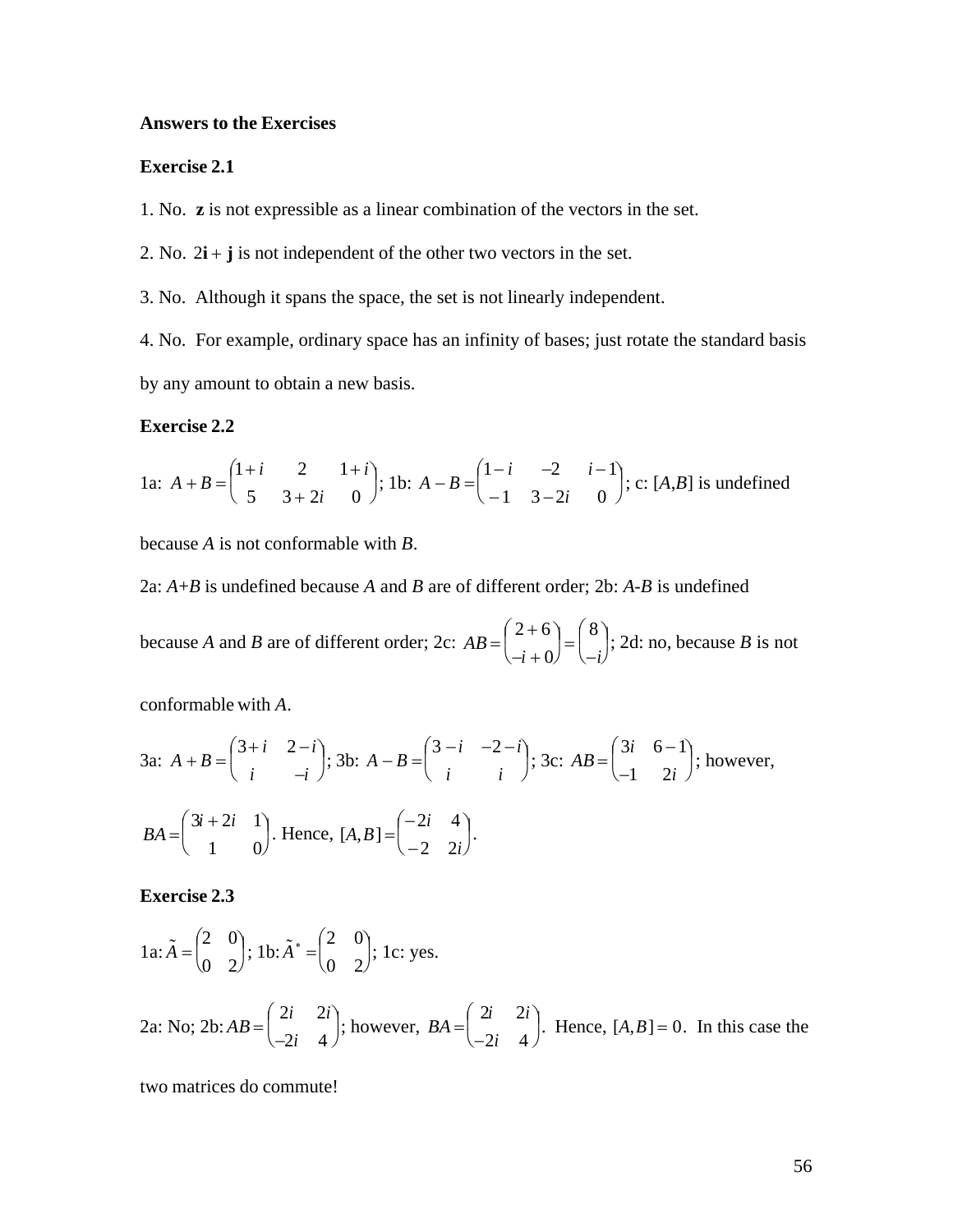**Answers to the Exercises**

**Exercise 2.1**

1. No. **z** is not expressible as a linear combination of the vectors in the set.

2. No. $2\mathbf{i}+\mathbf{j}$ is not independent of the other two vectors in the set.

3. No. Although it spans the space, the set is not linearly independent.

4. No. For example, ordinary space has an infinity of bases; just rotate the standard basis by any amount to obtain a new basis.

**Exercise 2.2**

1a: $A+B=\begin{pmatrix}1+i & 2 & 1+i\\ 5 & 3+2i & 0\end{pmatrix}$; 1b: $A-B=\begin{pmatrix}1-i & -2 & i-1\\ -1 & 3-2i & 0\end{pmatrix}$; c: $[A,B]$ is undefined because $A$ is not conformable with $B$.

2a: $A+B$ is undefined because $A$ and $B$ are of different order; 2b: $A$-$B$ is undefined because $A$ and $B$ are of different order; 2c: $AB=\begin{pmatrix}2+6\\ -i+0\end{pmatrix}=\begin{pmatrix}8\\ -i\end{pmatrix}$; 2d: no, because $B$ is not conformable with $A$.

3a: $A+B=\begin{pmatrix}3+i & 2-i\\ i & -i\end{pmatrix}$; 3b: $A-B=\begin{pmatrix}3-i & -2-i\\ i & i\end{pmatrix}$; 3c: $AB=\begin{pmatrix}3i & 6-1\\ -1 & 2i\end{pmatrix}$; however, $BA=\begin{pmatrix}3i+2i & 1\\ 1 & 0\end{pmatrix}$. Hence, $[A,B]=\begin{pmatrix}-2i & 4\\ -2 & 2i\end{pmatrix}$.

**Exercise 2.3**

1a: $\tilde{A}=\begin{pmatrix}2 & 0\\ 0 & 2\end{pmatrix}$; 1b: $\tilde{A}^{*}=\begin{pmatrix}2 & 0\\ 0 & 2\end{pmatrix}$; 1c: yes.

2a: No; 2b: $AB=\begin{pmatrix}2i & 2i\\ -2i & 4\end{pmatrix}$; however, $BA=\begin{pmatrix}2i & 2i\\ -2i & 4\end{pmatrix}$. Hence, $[A,B]=0$. In this case the two matrices do commute!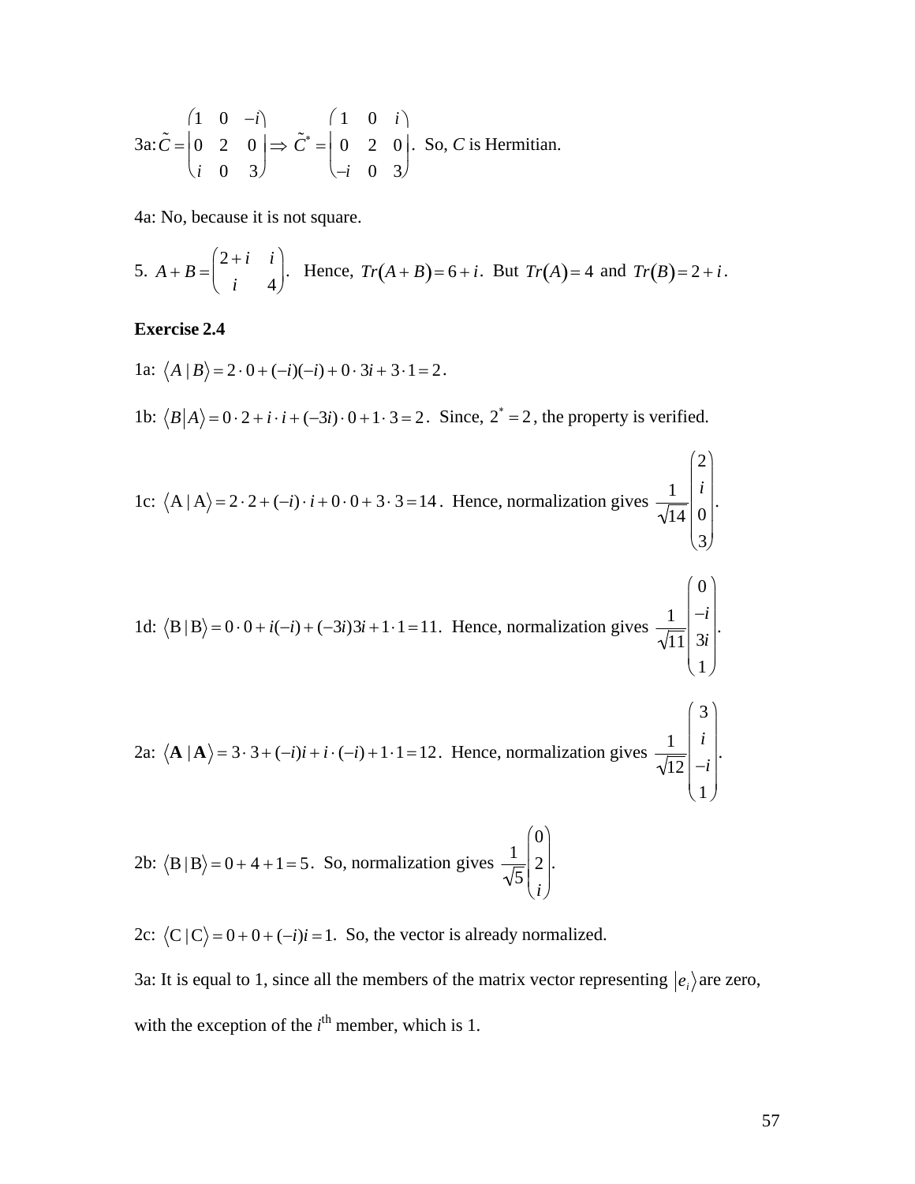3a: $\tilde{C} = \begin{pmatrix} 1 & 0 & -i \\ 0 & 2 & 0 \\ i & 0 & 3 \end{pmatrix} \Rightarrow \tilde{C}^* = \begin{pmatrix} 1 & 0 & i \\ 0 & 2 & 0 \\ -i & 0 & 3 \end{pmatrix}$. So, $C$ is Hermitian.

4a: No, because it is not square.

5. $A + B = \begin{pmatrix} 2+i & i \\ i & 4 \end{pmatrix}$. Hence, $Tr(A+B) = 6+i$. But $Tr(A) = 4$ and $Tr(B) = 2+i$.

**Exercise 2.4**

1a: $\langle A \mid B \rangle = 2 \cdot 0 + (-i)(-i) + 0 \cdot 3i + 3 \cdot 1 = 2$.

1b: $\langle B \mid A \rangle = 0 \cdot 2 + i \cdot i + (-3i) \cdot 0 + 1 \cdot 3 = 2$. Since, $2^* = 2$, the property is verified.

1c: $\langle \mathrm{A} \mid \mathrm{A} \rangle = 2 \cdot 2 + (-i) \cdot i + 0 \cdot 0 + 3 \cdot 3 = 14$. Hence, normalization gives $\frac{1}{\sqrt{14}} \begin{pmatrix} 2 \\ i \\ 0 \\ 3 \end{pmatrix}$.

1d: $\langle \mathrm{B} \mid \mathrm{B} \rangle = 0 \cdot 0 + i(-i) + (-3i)3i + 1 \cdot 1 = 11$. Hence, normalization gives $\frac{1}{\sqrt{11}} \begin{pmatrix} 0 \\ -i \\ 3i \\ 1 \end{pmatrix}$.

2a: $\langle \mathbf{A} \mid \mathbf{A} \rangle = 3 \cdot 3 + (-i)i + i \cdot (-i) + 1 \cdot 1 = 12$. Hence, normalization gives $\frac{1}{\sqrt{12}} \begin{pmatrix} 3 \\ i \\ -i \\ 1 \end{pmatrix}$.

2b: $\langle \mathrm{B} \mid \mathrm{B} \rangle = 0 + 4 + 1 = 5$. So, normalization gives $\frac{1}{\sqrt{5}} \begin{pmatrix} 0 \\ 2 \\ i \end{pmatrix}$.

2c: $\langle \mathrm{C} \mid \mathrm{C} \rangle = 0 + 0 + (-i)i = 1$. So, the vector is already normalized.

3a: It is equal to 1, since all the members of the matrix vector representing $|e_i\rangle$ are zero, with the exception of the $i^{\text{th}}$ member, which is 1.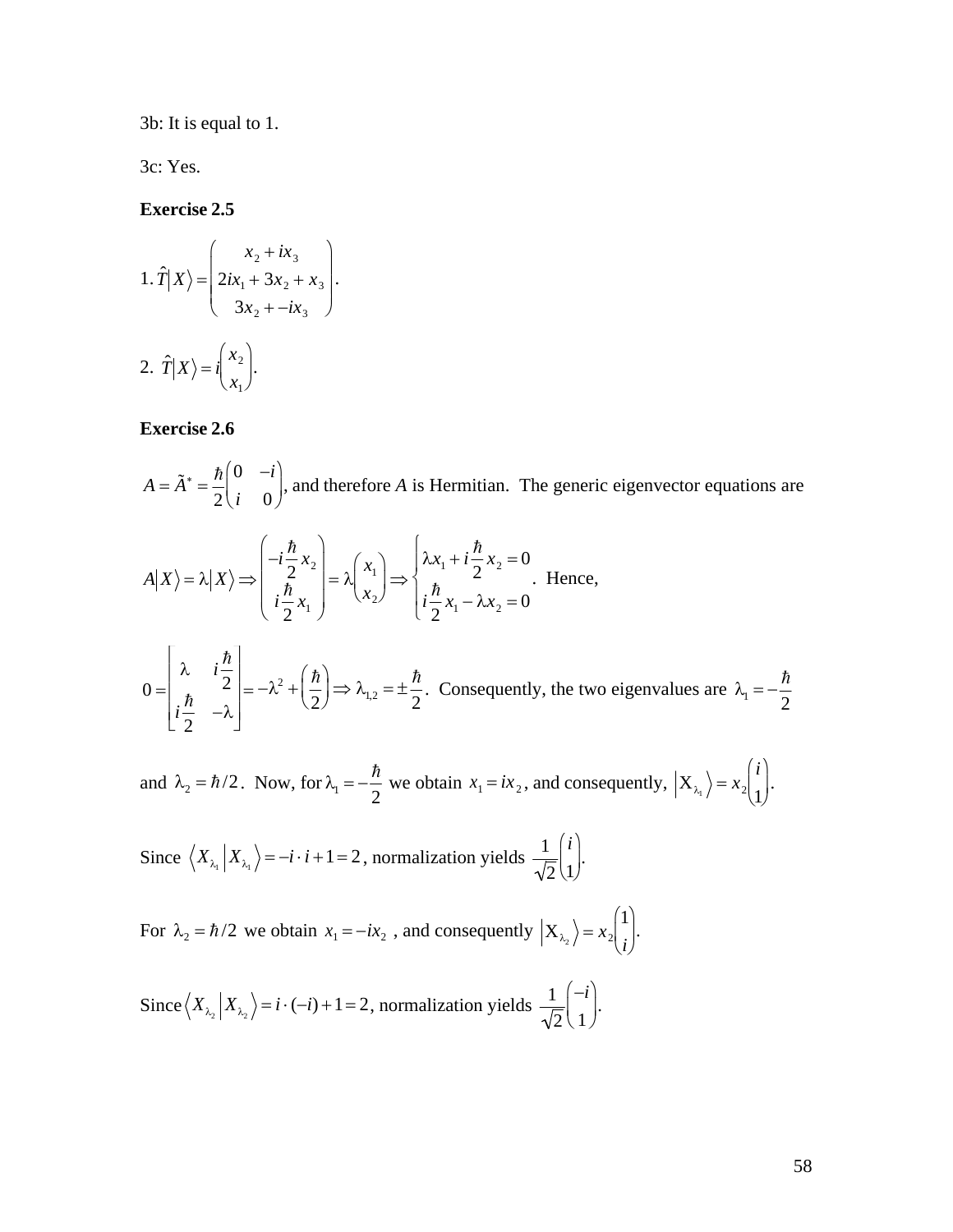3b: It is equal to 1.

3c: Yes.

**Exercise 2.5**

1. $\hat{T}|X\rangle = \begin{pmatrix} x_2 + ix_3 \\ 2ix_1 + 3x_2 + x_3 \\ 3x_2 + -ix_3 \end{pmatrix}$.

2. $\hat{T}|X\rangle = i\begin{pmatrix} x_2 \\ x_1 \end{pmatrix}$.

**Exercise 2.6**

$A = \tilde{A}^* = \frac{\hbar}{2}\begin{pmatrix} 0 & -i \\ i & 0 \end{pmatrix}$, and therefore $A$ is Hermitian. The generic eigenvector equations are

$A|X\rangle = \lambda|X\rangle \Rightarrow \begin{pmatrix} -i\frac{\hbar}{2}x_2 \\ i\frac{\hbar}{2}x_1 \end{pmatrix} = \lambda\begin{pmatrix} x_1 \\ x_2 \end{pmatrix} \Rightarrow \begin{cases} \lambda x_1 + i\frac{\hbar}{2}x_2 = 0 \\ i\frac{\hbar}{2}x_1 - \lambda x_2 = 0 \end{cases}$. Hence,

$0 = \begin{vmatrix} \lambda & i\frac{\hbar}{2} \\ i\frac{\hbar}{2} & -\lambda \end{vmatrix} = -\lambda^2 + \left(\frac{\hbar}{2}\right) \Rightarrow \lambda_{1,2} = \pm\frac{\hbar}{2}$. Consequently, the two eigenvalues are $\lambda_1 = -\frac{\hbar}{2}$ and $\lambda_2 = \hbar/2$. Now, for $\lambda_1 = -\frac{\hbar}{2}$ we obtain $x_1 = ix_2$, and consequently, $|X_{\lambda_1}\rangle = x_2\begin{pmatrix} i \\ 1 \end{pmatrix}$.

Since $\langle X_{\lambda_1}|X_{\lambda_1}\rangle = -i \cdot i + 1 = 2$, normalization yields $\frac{1}{\sqrt{2}}\begin{pmatrix} i \\ 1 \end{pmatrix}$.

For $\lambda_2 = \hbar/2$ we obtain $x_1 = -ix_2$ , and consequently $|X_{\lambda_2}\rangle = x_2\begin{pmatrix} 1 \\ i \end{pmatrix}$.

Since $\langle X_{\lambda_2}|X_{\lambda_2}\rangle = i \cdot (-i) + 1 = 2$, normalization yields $\frac{1}{\sqrt{2}}\begin{pmatrix} -i \\ 1 \end{pmatrix}$.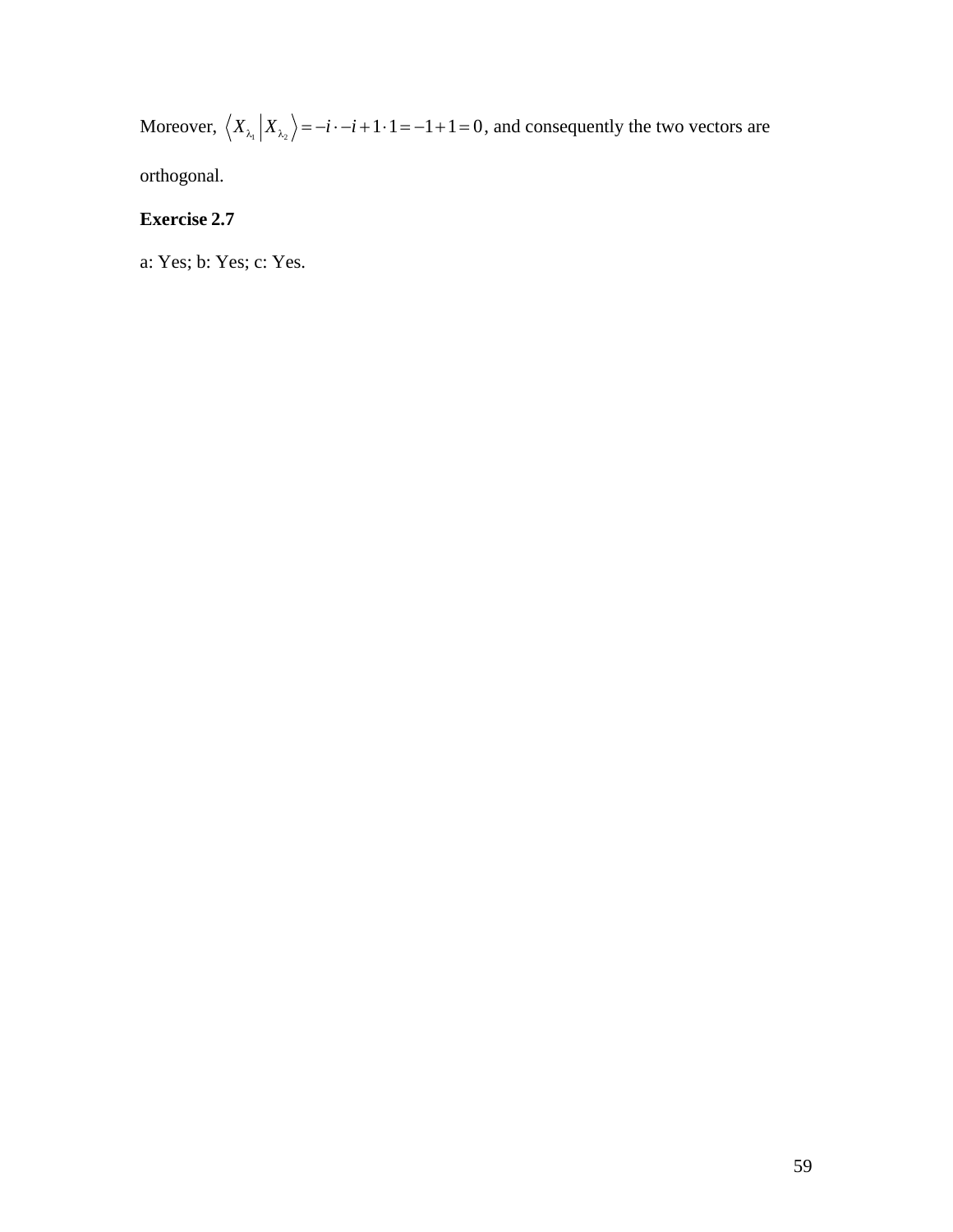Moreover, $\left\langle X_{\lambda_1} \middle| X_{\lambda_2} \right\rangle = -i \cdot -i + 1 \cdot 1 = -1 + 1 = 0$, and consequently the two vectors are orthogonal.

**Exercise 2.7**

a: Yes; b: Yes; c: Yes.